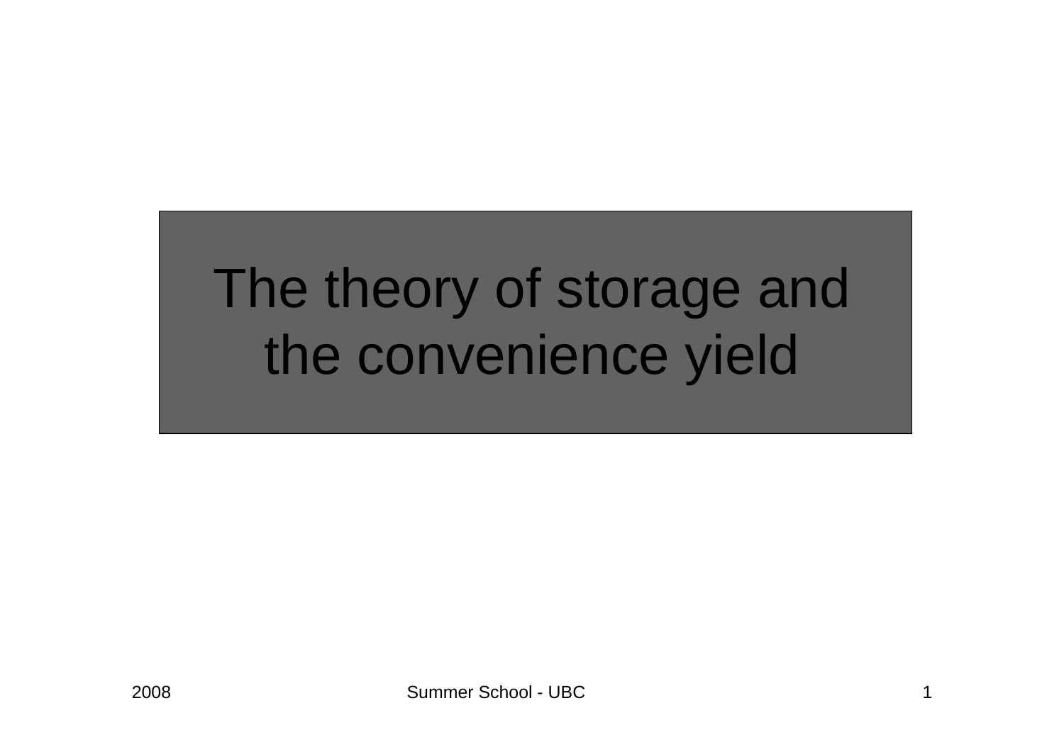# The theory of storage and the convenience yield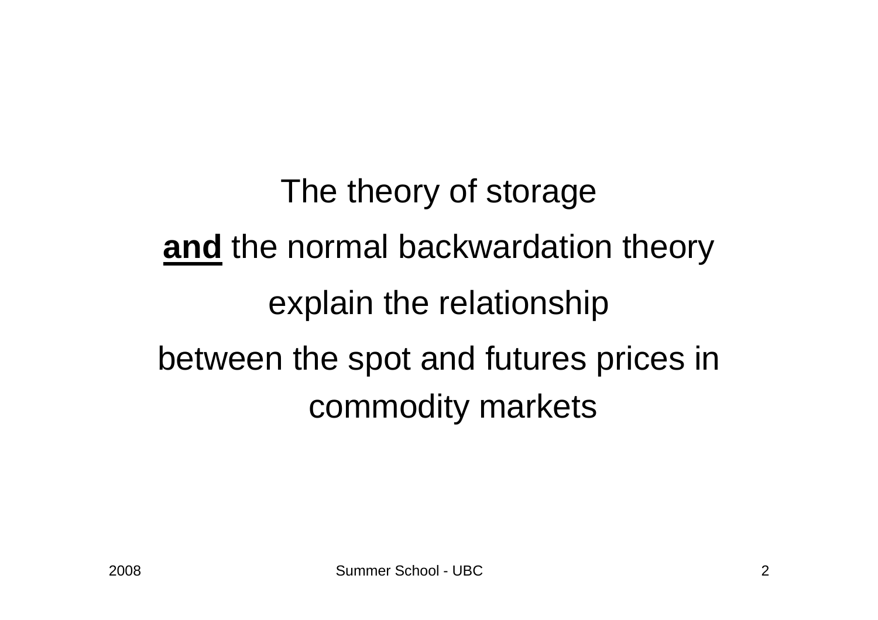The theory of storage

**and** the normal backwardation theory

explain the relationship

between the spot and futures prices in commodity markets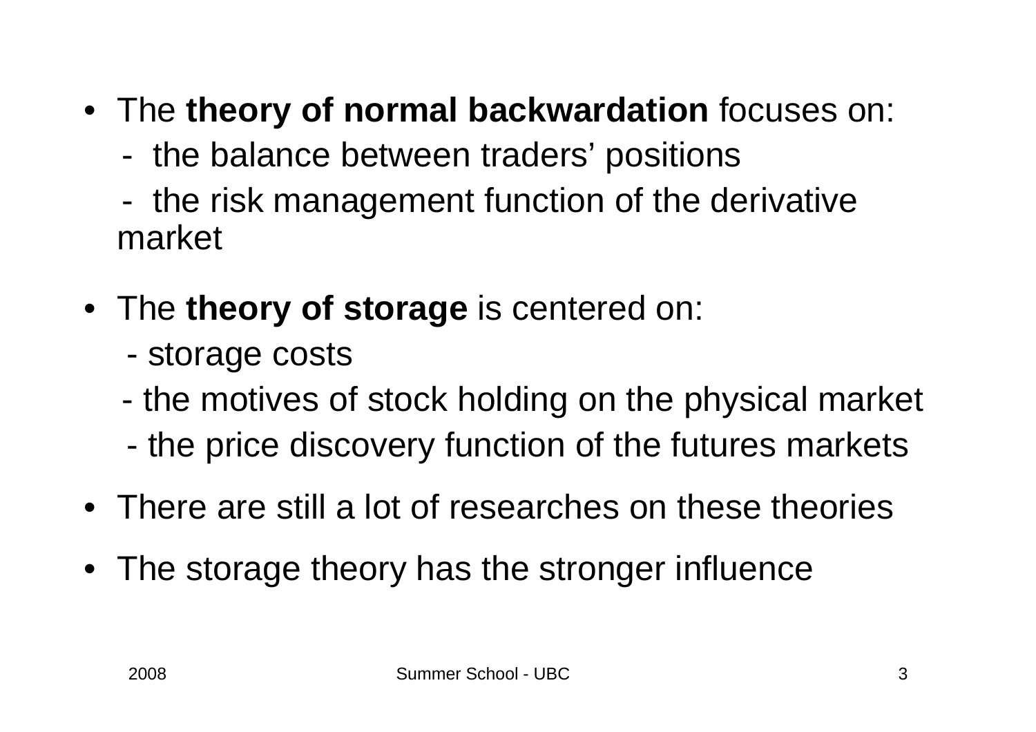- The **theory of normal backwardation** focuses on:
  - the balance between traders' positions
  - the risk management function of the derivative market
- The **theory of storage** is centered on:
  - storage costs
  - the motives of stock holding on the physical market
  - the price discovery function of the futures markets
- There are still a lot of researches on these theories
- The storage theory has the stronger influence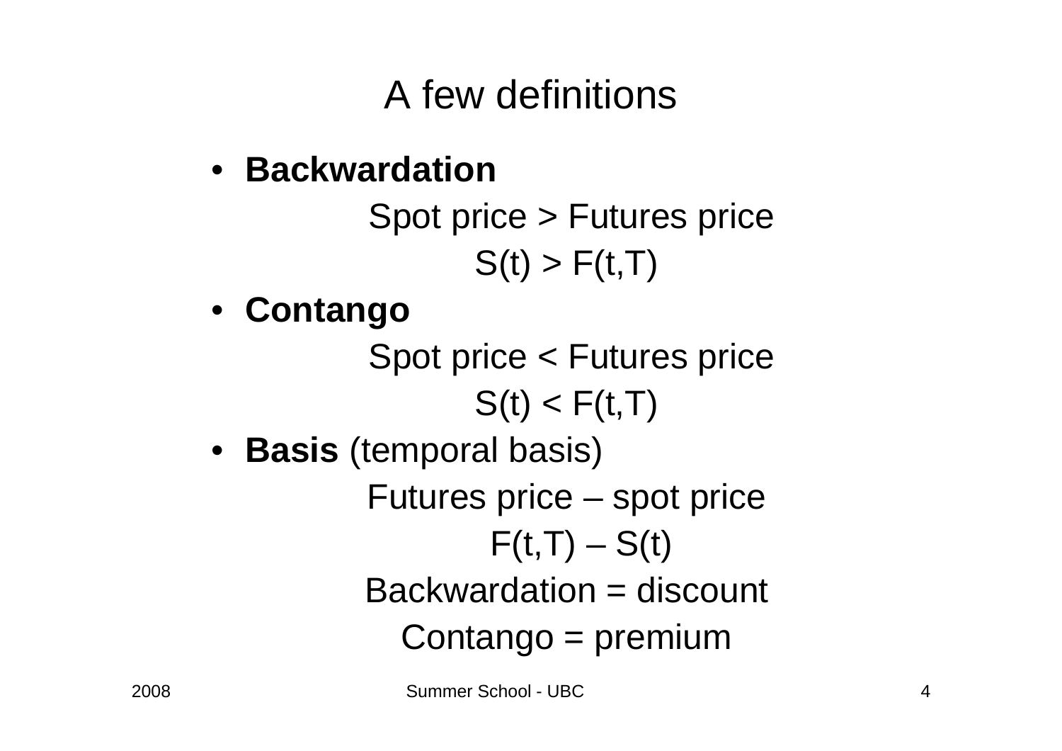# A few definitions

- **Backwardation**

  Spot price > Futures price

  $$S(t) > F(t,T)$$

- **Contango**

  Spot price < Futures price

  $$S(t) < F(t,T)$$

- **Basis** (temporal basis)

  Futures price – spot price

  $$F(t,T) - S(t)$$

  Backwardation = discount

  Contango = premium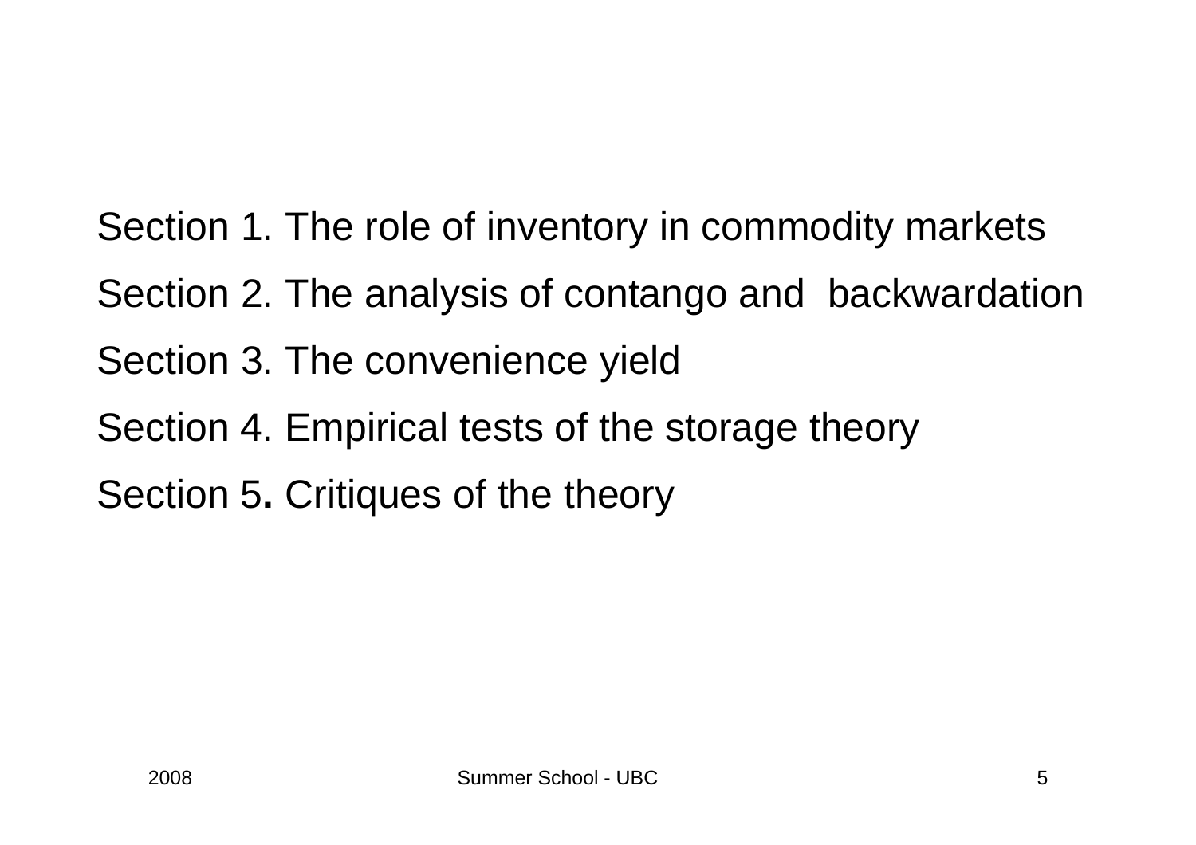Section 1. The role of inventory in commodity markets

Section 2. The analysis of contango and backwardation

Section 3. The convenience yield

Section 4. Empirical tests of the storage theory

Section 5. Critiques of the theory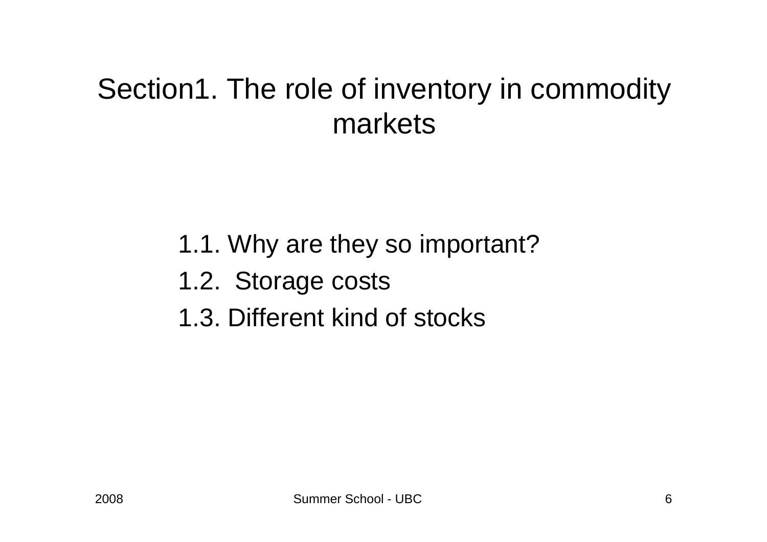# Section1. The role of inventory in commodity markets

1.1. Why are they so important?

1.2. Storage costs

1.3. Different kind of stocks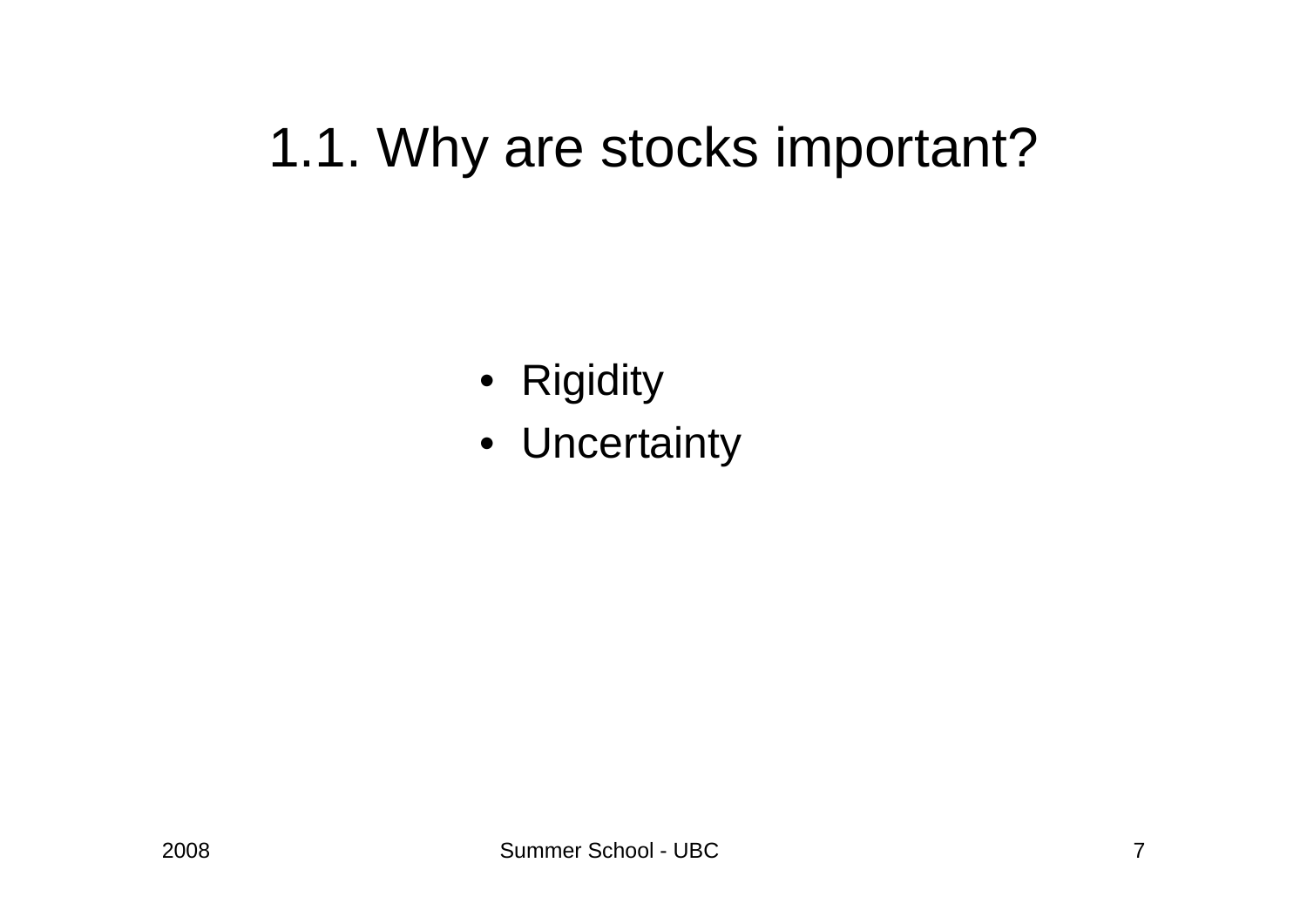# 1.1. Why are stocks important?

- Rigidity
- Uncertainty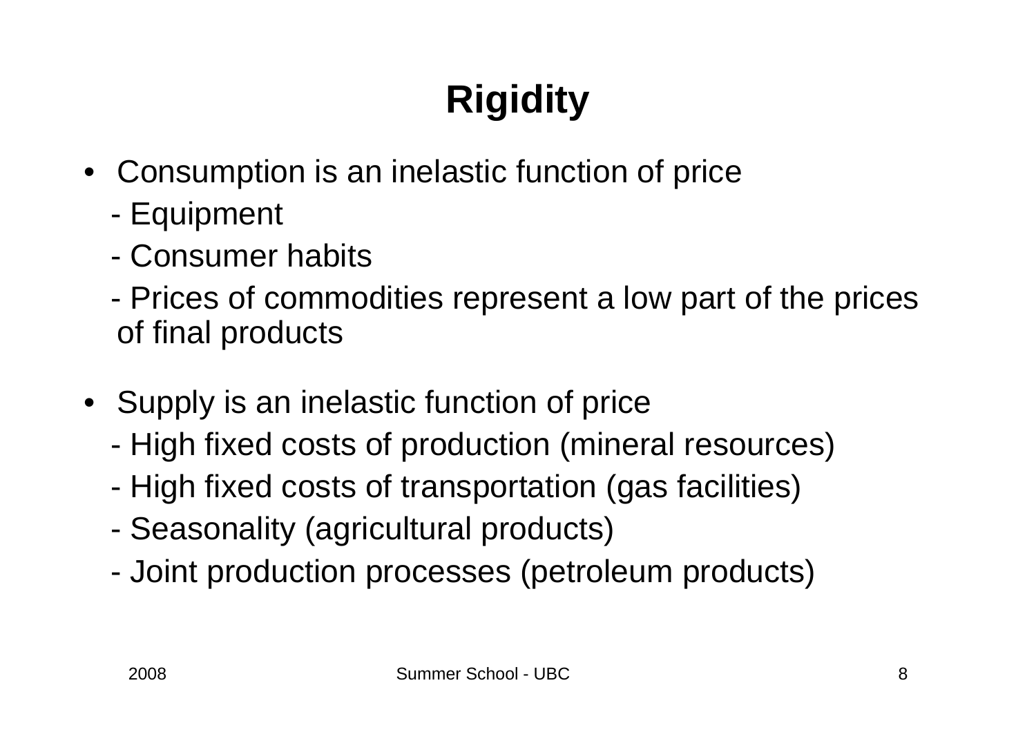# Rigidity

- Consumption is an inelastic function of price
  - Equipment
  - Consumer habits
  - Prices of commodities represent a low part of the prices of final products

- Supply is an inelastic function of price
  - High fixed costs of production (mineral resources)
  - High fixed costs of transportation (gas facilities)
  - Seasonality (agricultural products)
  - Joint production processes (petroleum products)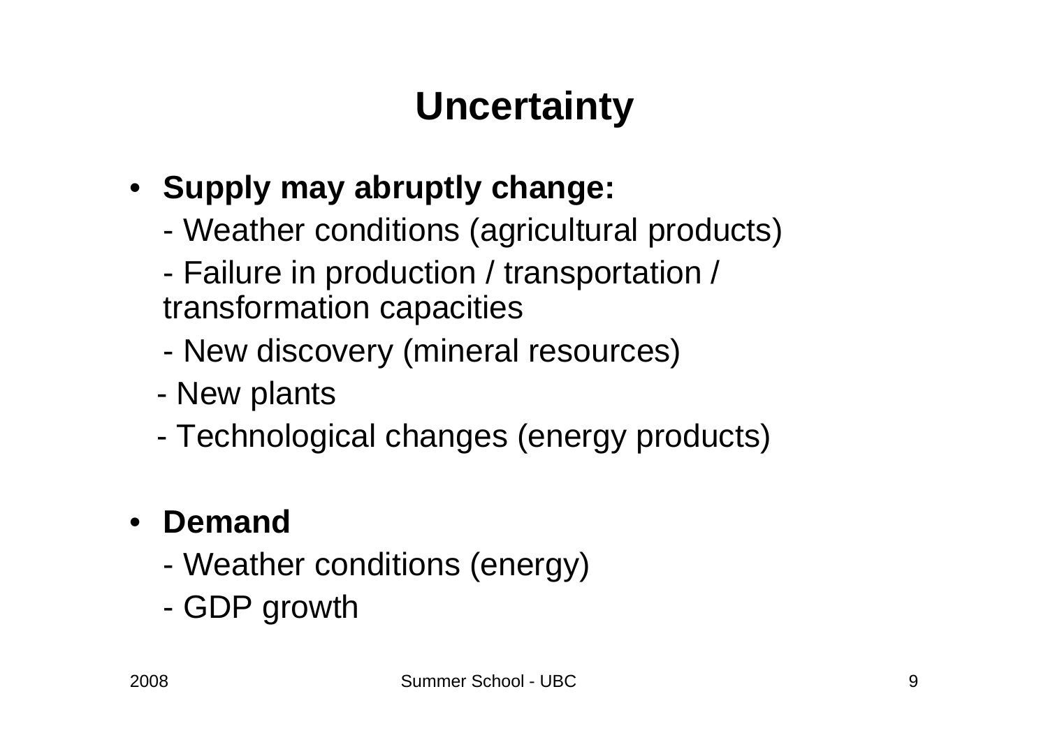# Uncertainty

- **Supply may abruptly change:**
  - Weather conditions (agricultural products)
  - Failure in production / transportation / transformation capacities
  - New discovery (mineral resources)
  - New plants
  - Technological changes (energy products)

- **Demand**
  - Weather conditions (energy)
  - GDP growth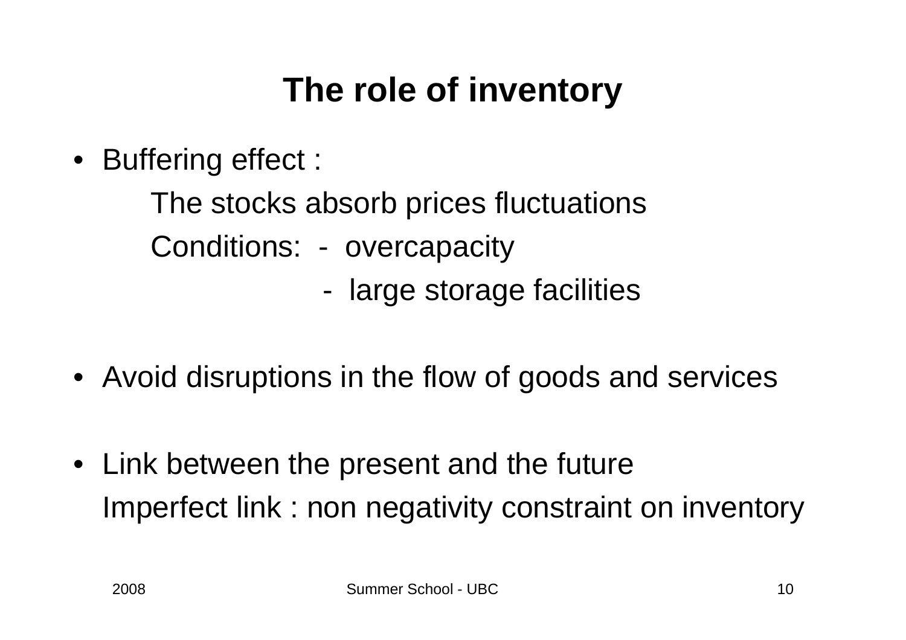# The role of inventory

- Buffering effect :

  The stocks absorb prices fluctuations

  Conditions: - overcapacity

  - large storage facilities

- Avoid disruptions in the flow of goods and services

- Link between the present and the future

  Imperfect link : non negativity constraint on inventory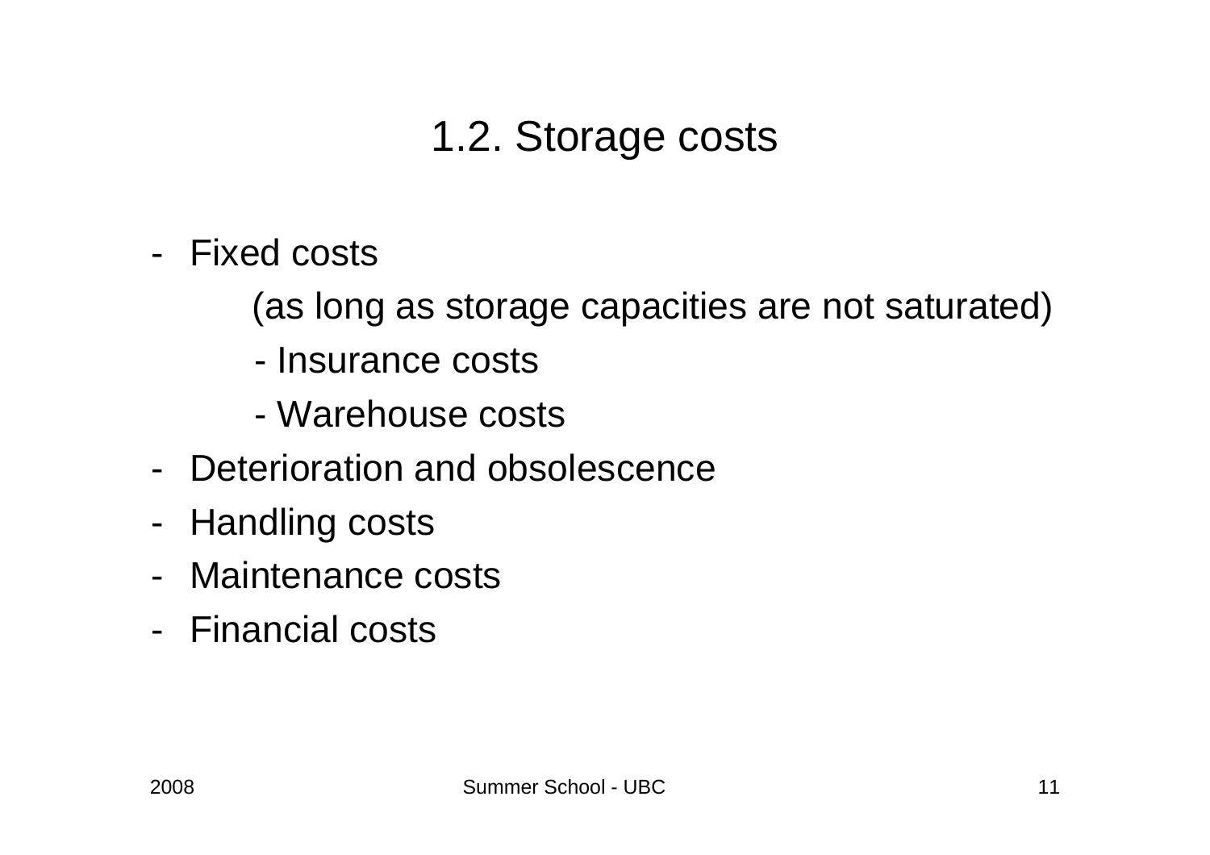# 1.2. Storage costs

- Fixed costs

  (as long as storage capacities are not saturated)

  - Insurance costs
  - Warehouse costs
- Deterioration and obsolescence
- Handling costs
- Maintenance costs
- Financial costs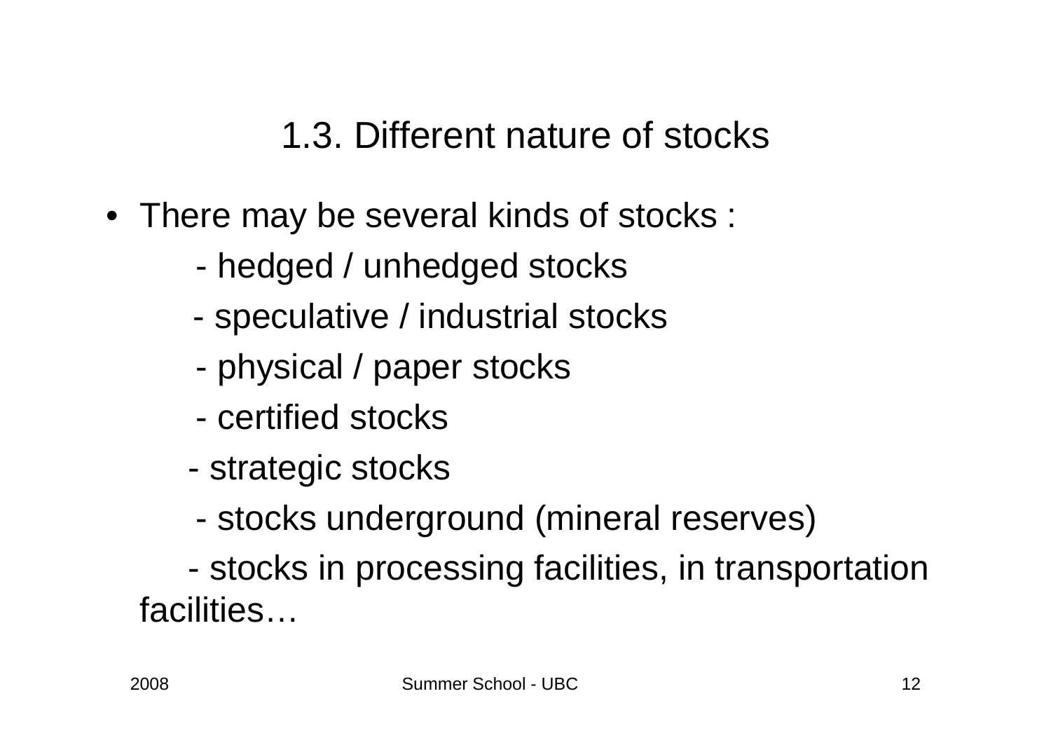# 1.3. Different nature of stocks

- There may be several kinds of stocks :
  - hedged / unhedged stocks
  - speculative / industrial stocks
  - physical / paper stocks
  - certified stocks
  - strategic stocks
  - stocks underground (mineral reserves)
  - stocks in processing facilities, in transportation facilities…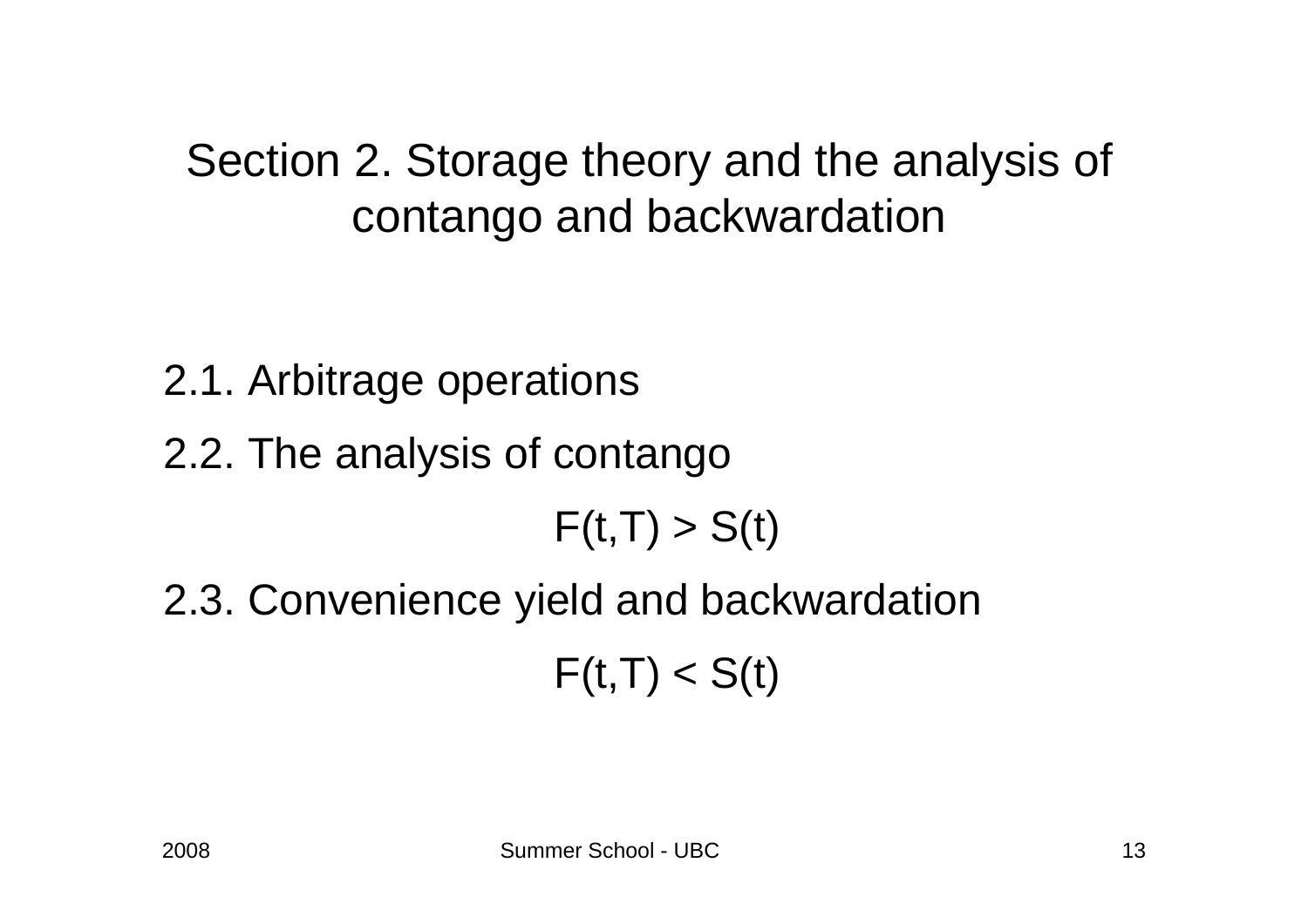# Section 2. Storage theory and the analysis of contango and backwardation

2.1. Arbitrage operations

2.2. The analysis of contango

$$F(t,T) > S(t)$$

2.3. Convenience yield and backwardation

$$F(t,T) < S(t)$$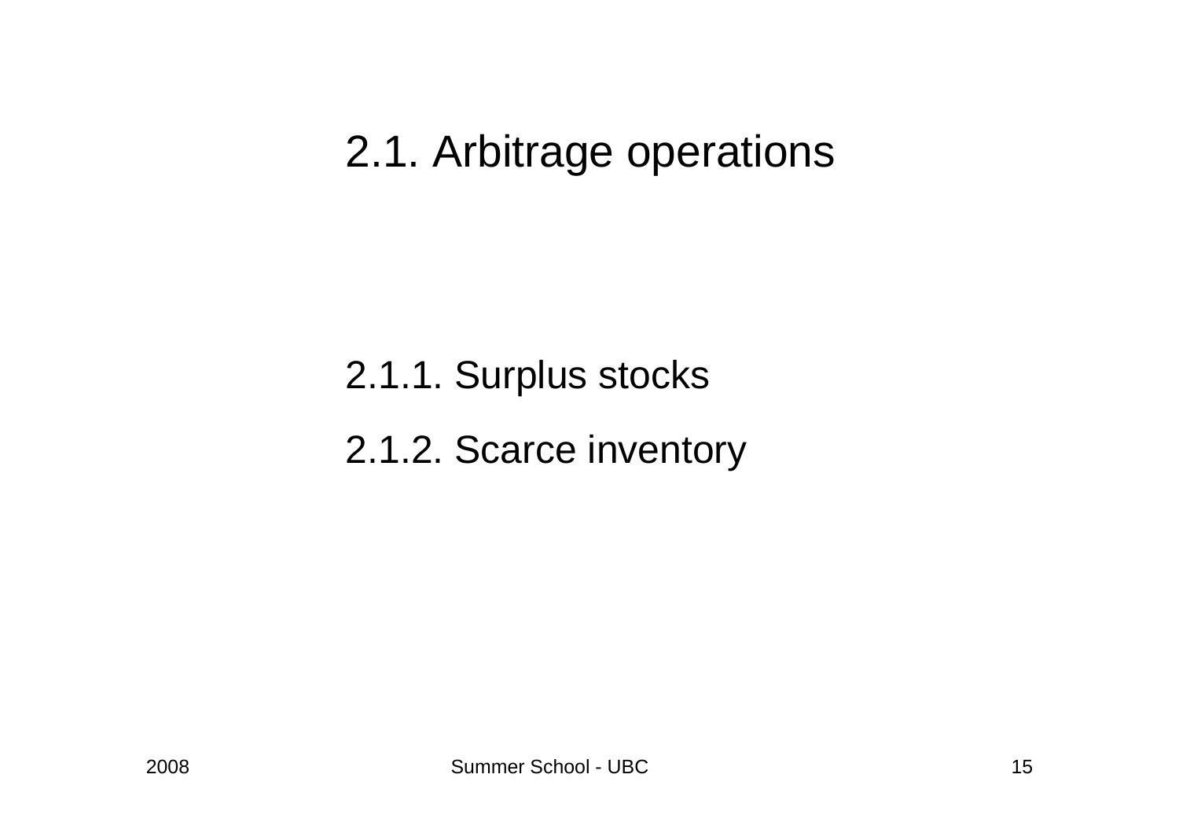## 2.1. Arbitrage operations

2.1.1. Surplus stocks

2.1.2. Scarce inventory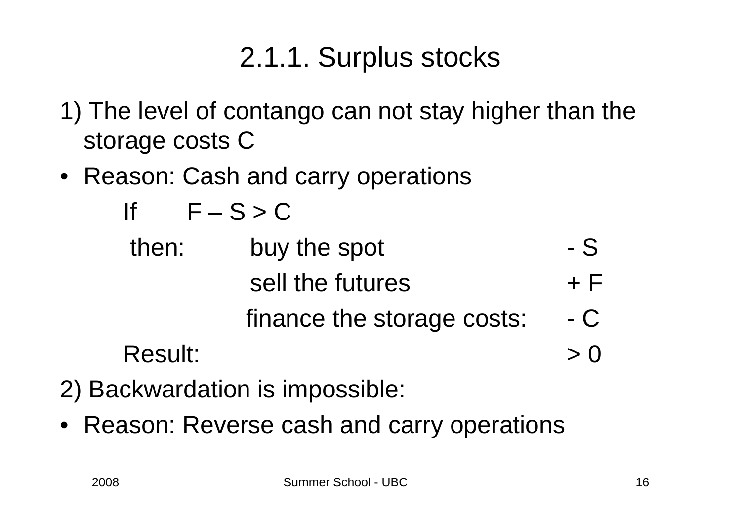# 2.1.1. Surplus stocks

1) The level of contango can not stay higher than the storage costs C

- Reason: Cash and carry operations

If $F - S > C$

| | | |
|---|---|---|
| then: | buy the spot | $- S$ |
| | sell the futures | $+ F$ |
| | finance the storage costs: | $- C$ |
| Result: | | $> 0$ |

2) Backwardation is impossible:

- Reason: Reverse cash and carry operations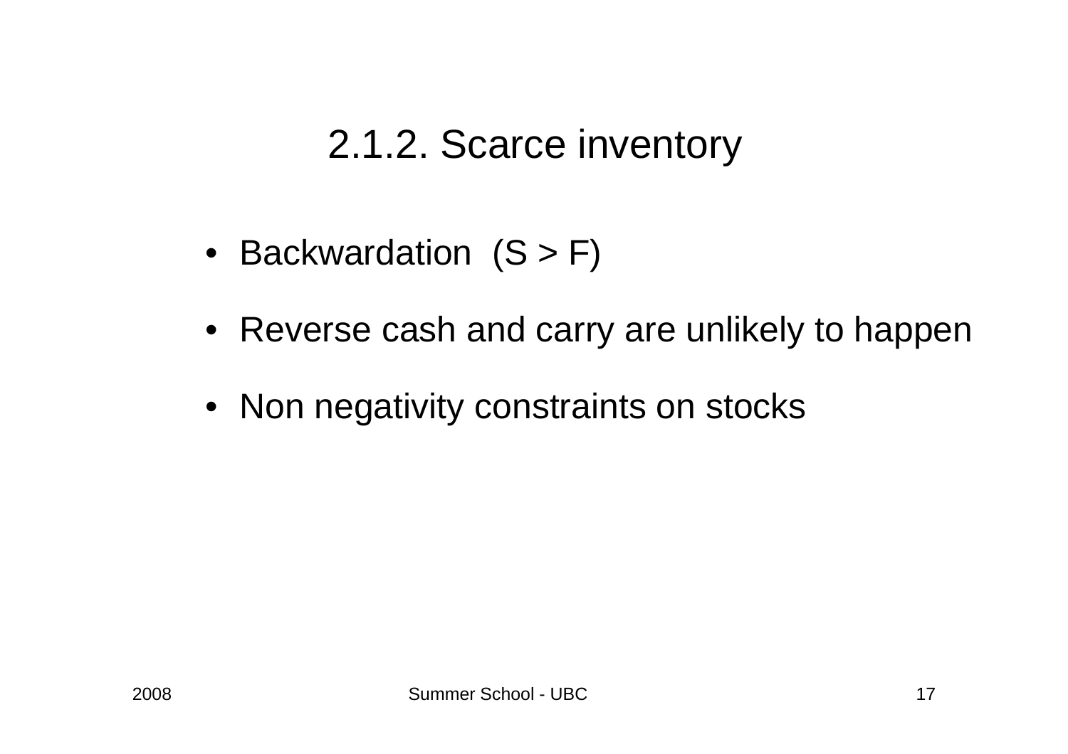# 2.1.2. Scarce inventory

- Backwardation ($S > F$)
- Reverse cash and carry are unlikely to happen
- Non negativity constraints on stocks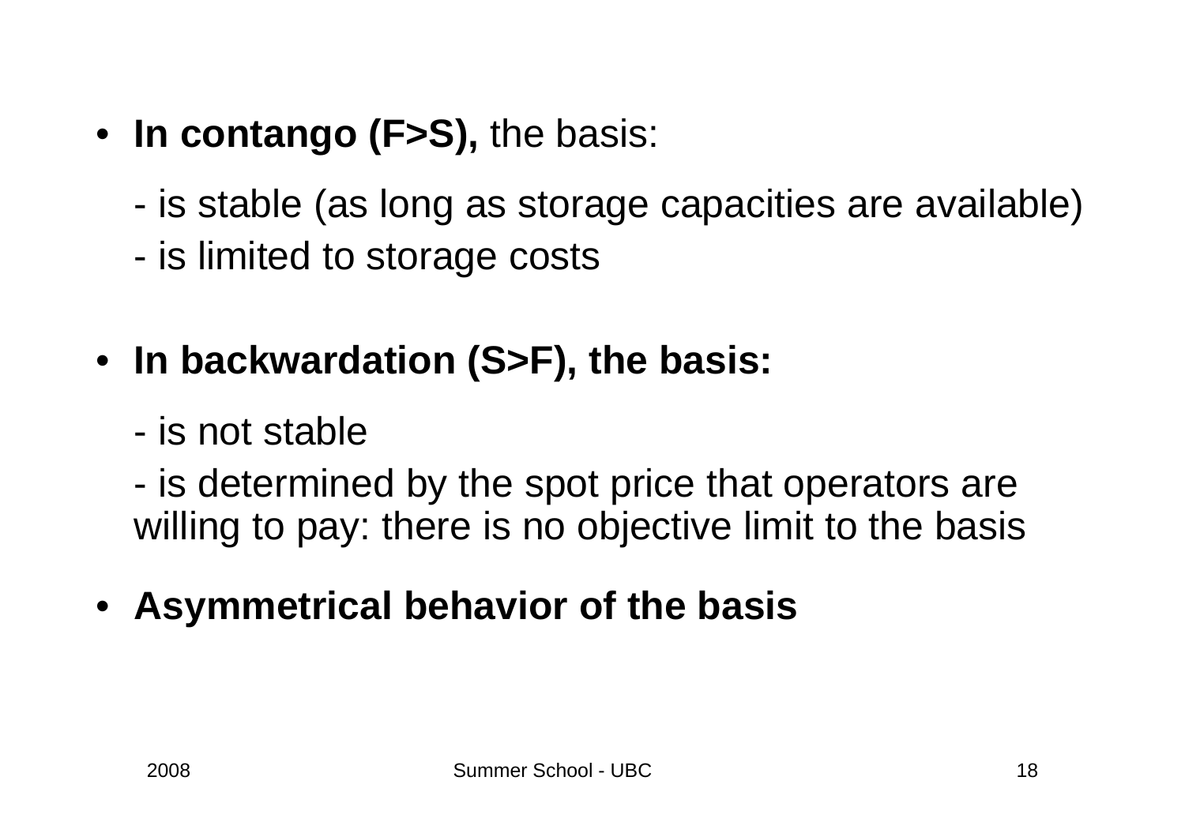- **In contango (F>S),** the basis:

  - is stable (as long as storage capacities are available)
  - is limited to storage costs

- **In backwardation (S>F), the basis:**

  - is not stable
  - is determined by the spot price that operators are willing to pay: there is no objective limit to the basis

- **Asymmetrical behavior of the basis**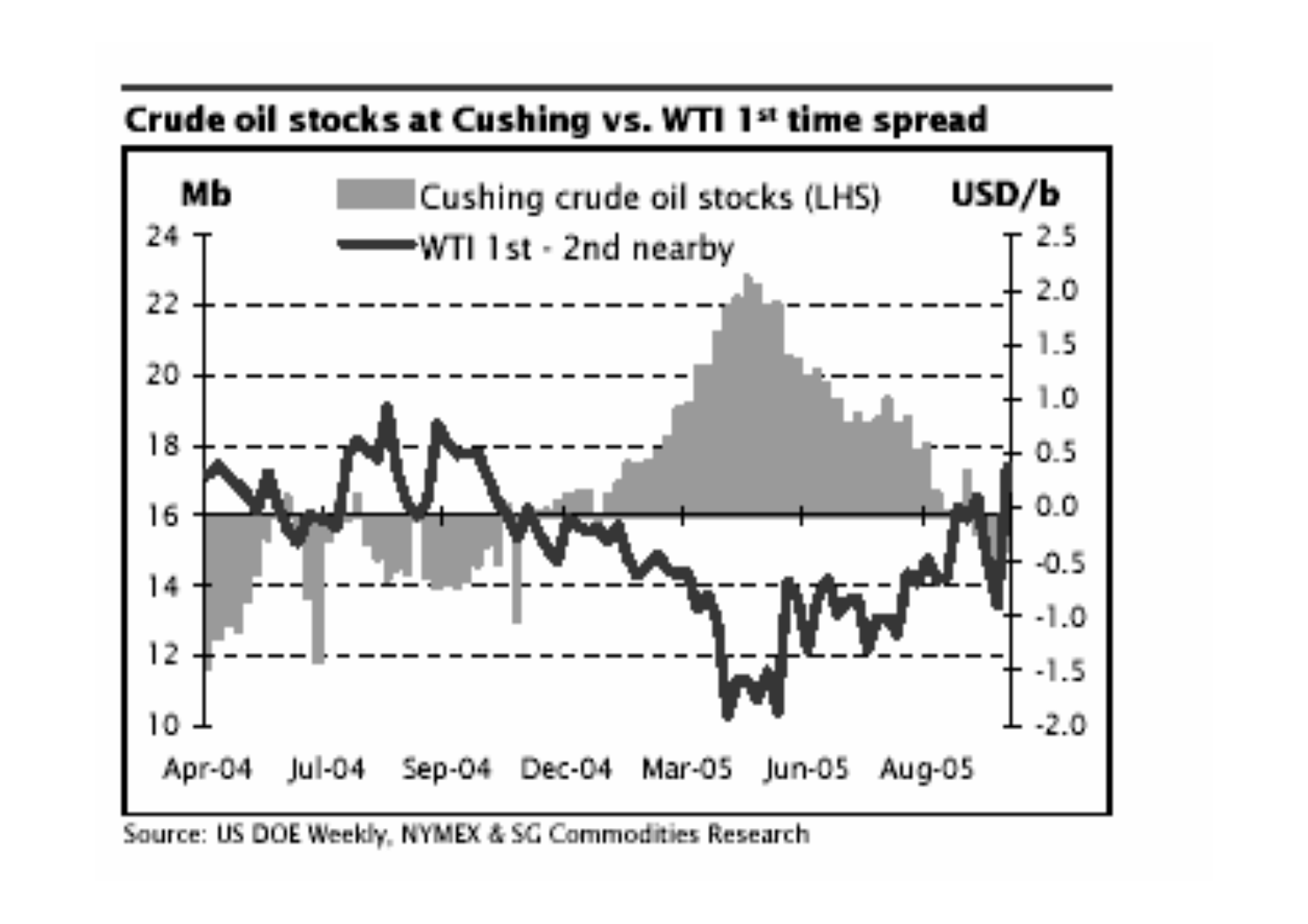**Crude oil stocks at Cushing vs. WTI 1st time spread**

Mb — Cushing crude oil stocks (LHS)

USD/b — WTI 1st - 2nd nearby

Source: US DOE Weekly, NYMEX & SG Commodities Research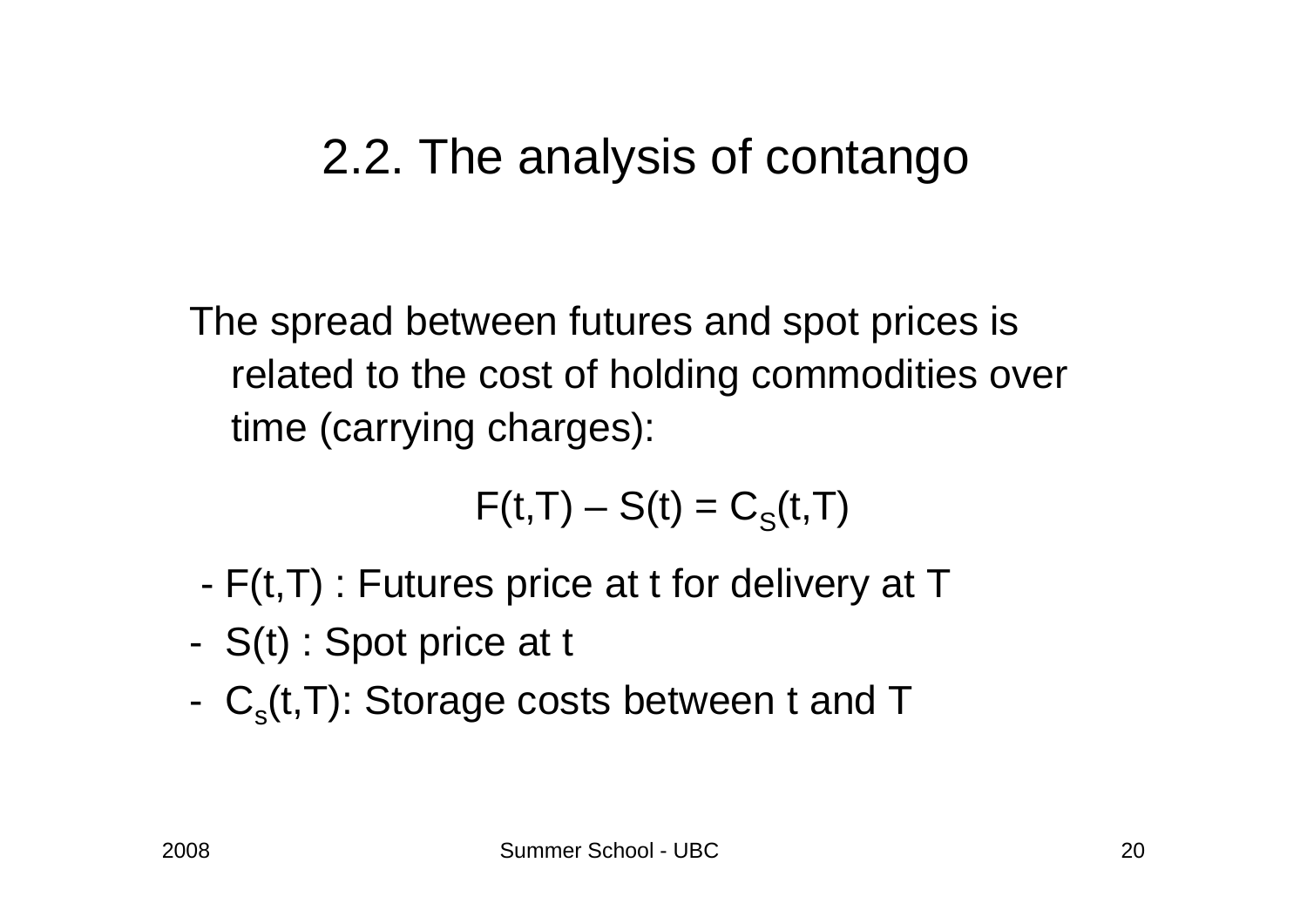# 2.2. The analysis of contango

The spread between futures and spot prices is related to the cost of holding commodities over time (carrying charges):

$$F(t,T) - S(t) = C_S(t,T)$$

- $F(t,T)$ : Futures price at t for delivery at T
- $S(t)$ : Spot price at t
- $C_s(t,T)$: Storage costs between t and T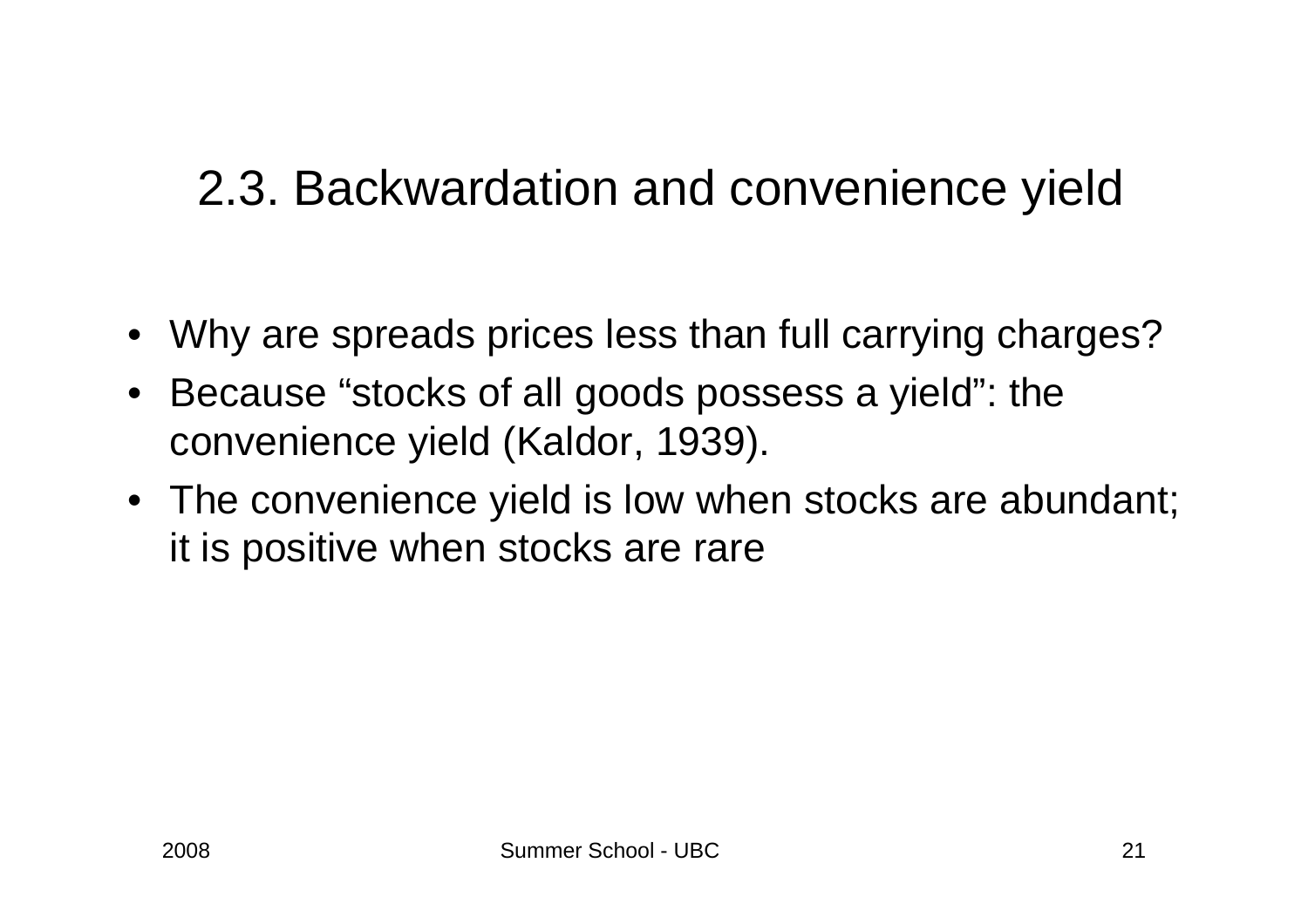## 2.3. Backwardation and convenience yield

- Why are spreads prices less than full carrying charges?
- Because “stocks of all goods possess a yield”: the convenience yield (Kaldor, 1939).
- The convenience yield is low when stocks are abundant; it is positive when stocks are rare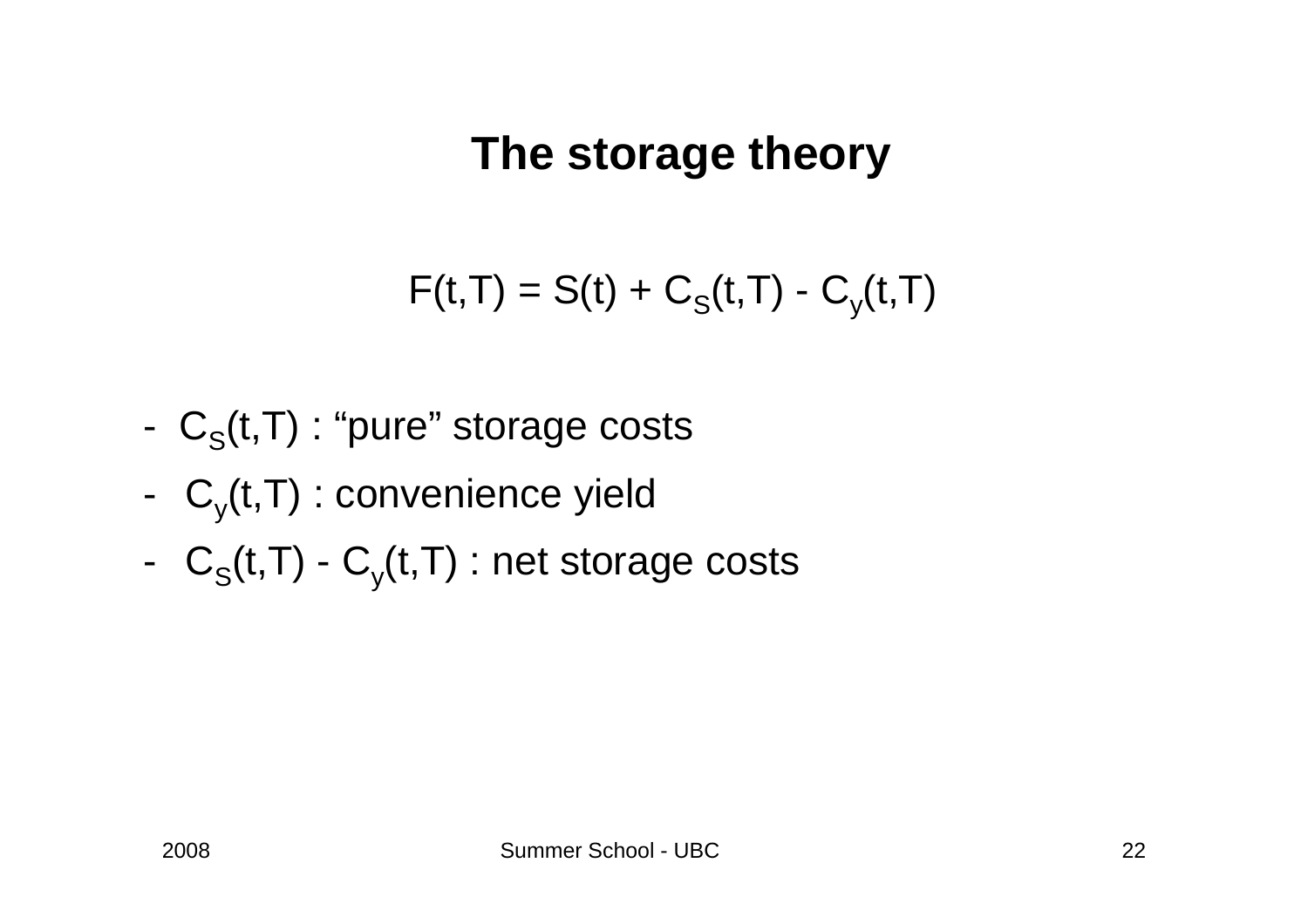# The storage theory

$$F(t,T) = S(t) + C_S(t,T) - C_y(t,T)$$

- $C_S(t,T)$ : "pure" storage costs
- $C_y(t,T)$ : convenience yield
- $C_S(t,T) - C_y(t,T)$ : net storage costs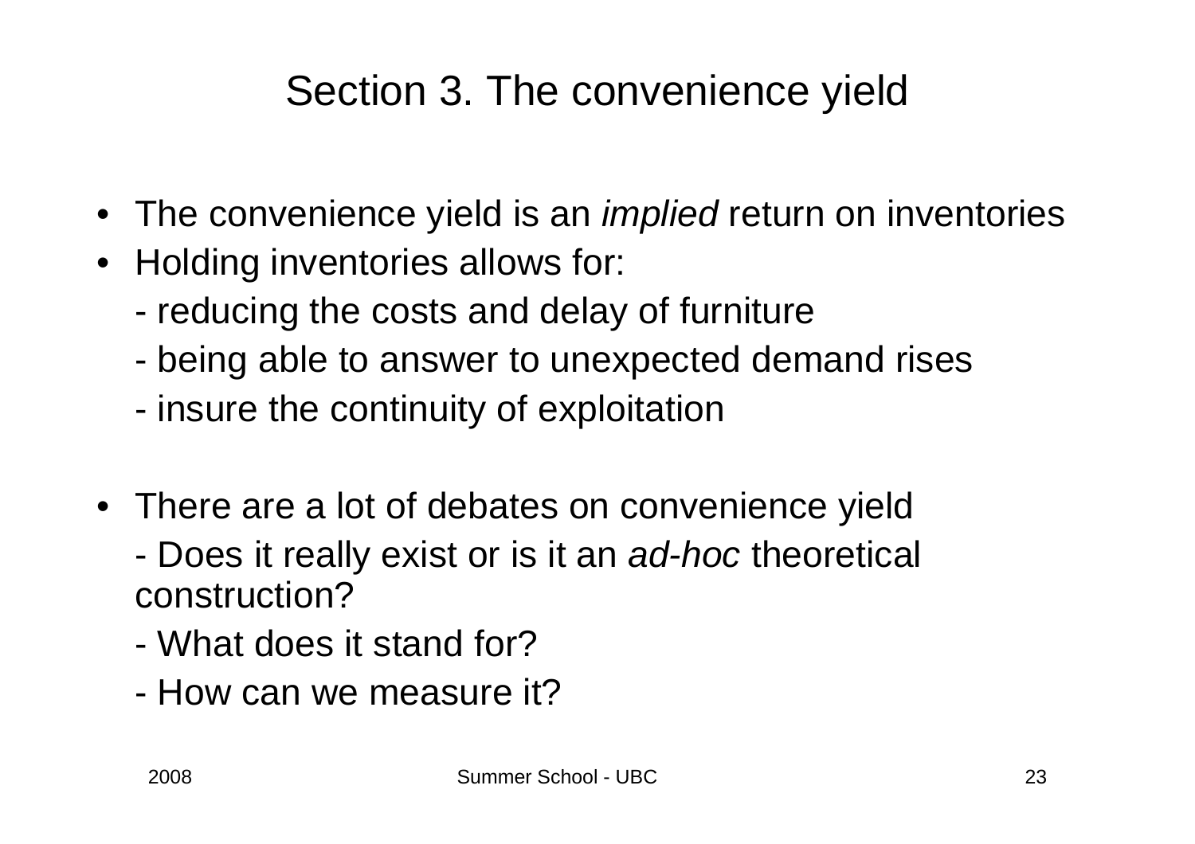# Section 3. The convenience yield

- The convenience yield is an *implied* return on inventories
- Holding inventories allows for:
  - reducing the costs and delay of furniture
  - being able to answer to unexpected demand rises
  - insure the continuity of exploitation

- There are a lot of debates on convenience yield
  - Does it really exist or is it an *ad-hoc* theoretical construction?
  - What does it stand for?
  - How can we measure it?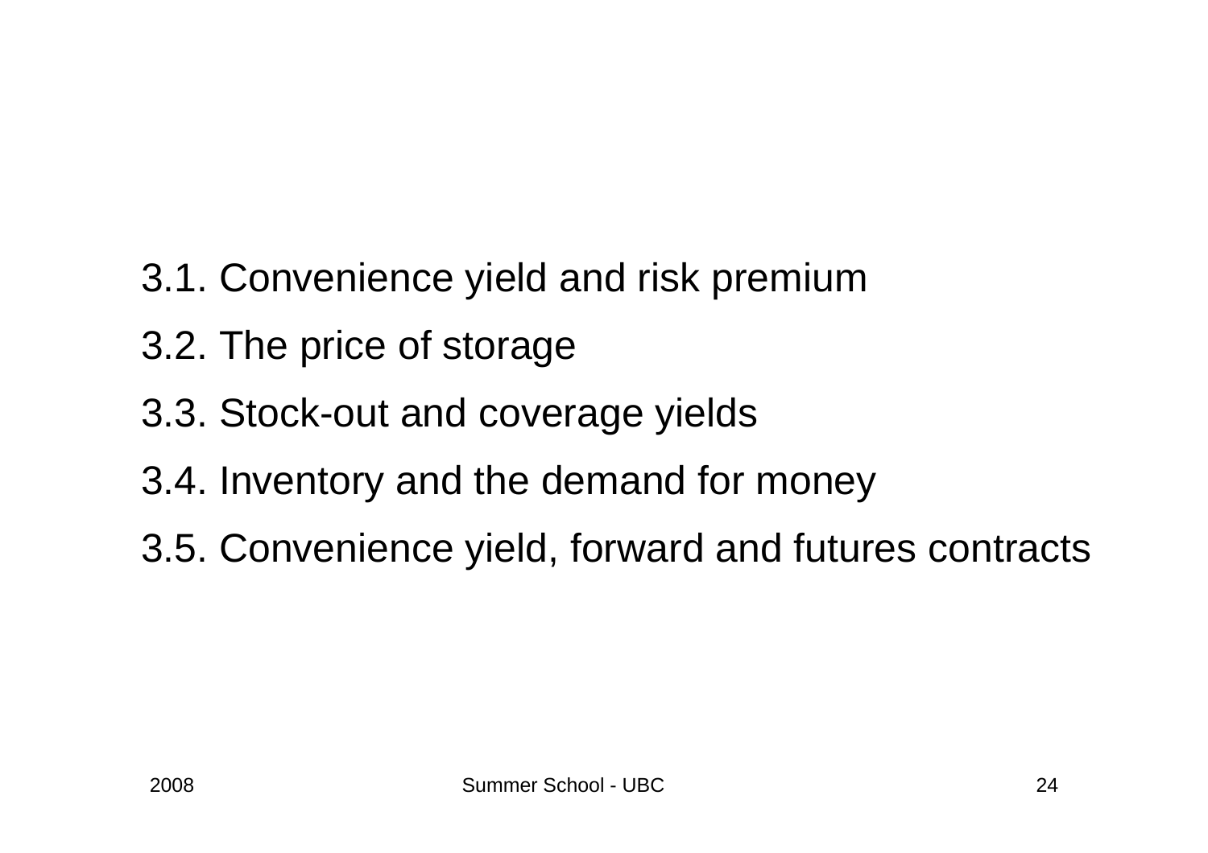3.1. Convenience yield and risk premium

3.2. The price of storage

3.3. Stock-out and coverage yields

3.4. Inventory and the demand for money

3.5. Convenience yield, forward and futures contracts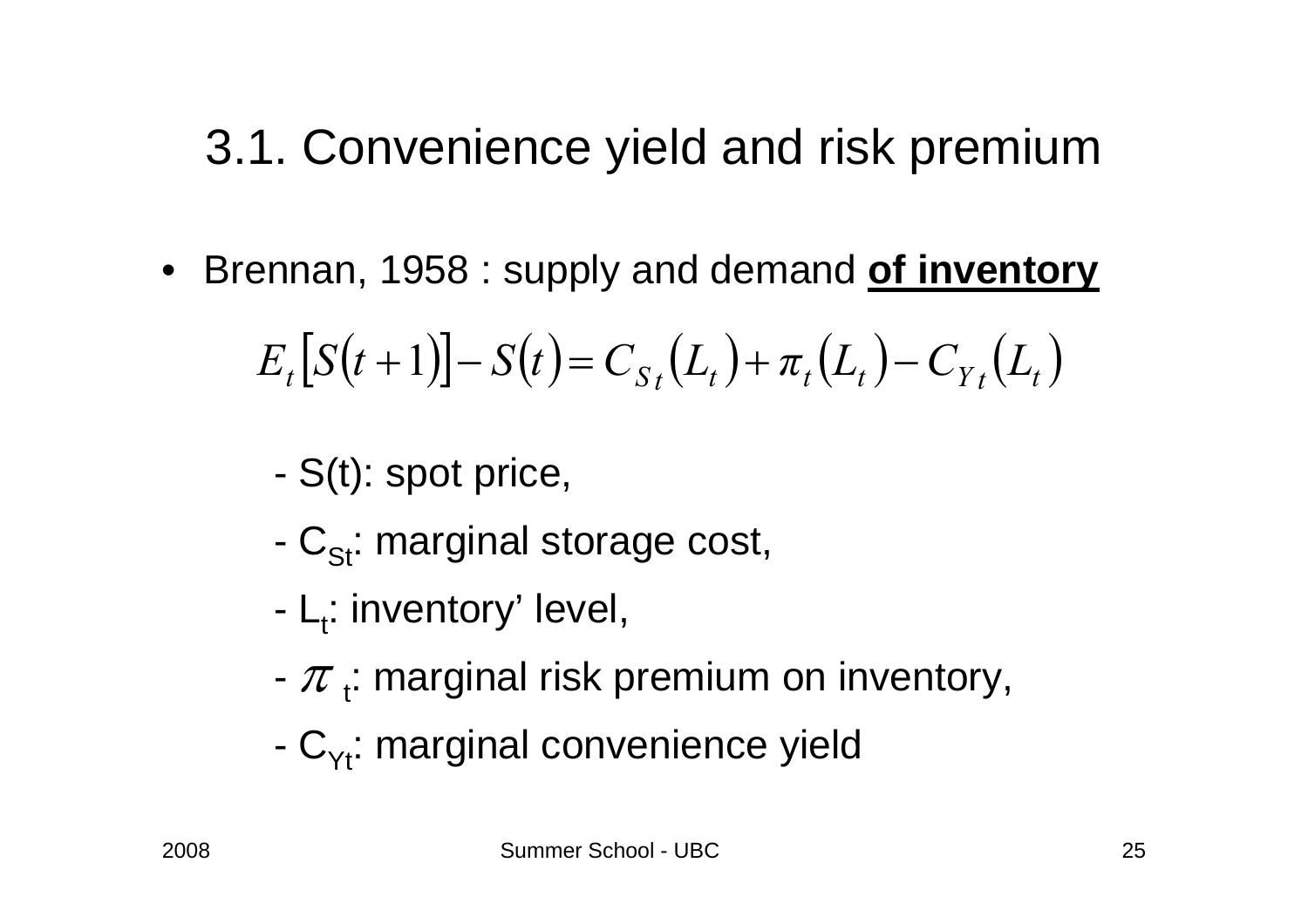# 3.1. Convenience yield and risk premium

- Brennan, 1958 : supply and demand **of inventory**

$$E_t\left[S(t+1)\right]-S(t)=C_{S_t}\left(L_t\right)+\pi_t\left(L_t\right)-C_{Y_t}\left(L_t\right)$$

- $S(t)$: spot price,
- $C_{St}$: marginal storage cost,
- $L_t$: inventory' level,
- $\pi_t$: marginal risk premium on inventory,
- $C_{Yt}$: marginal convenience yield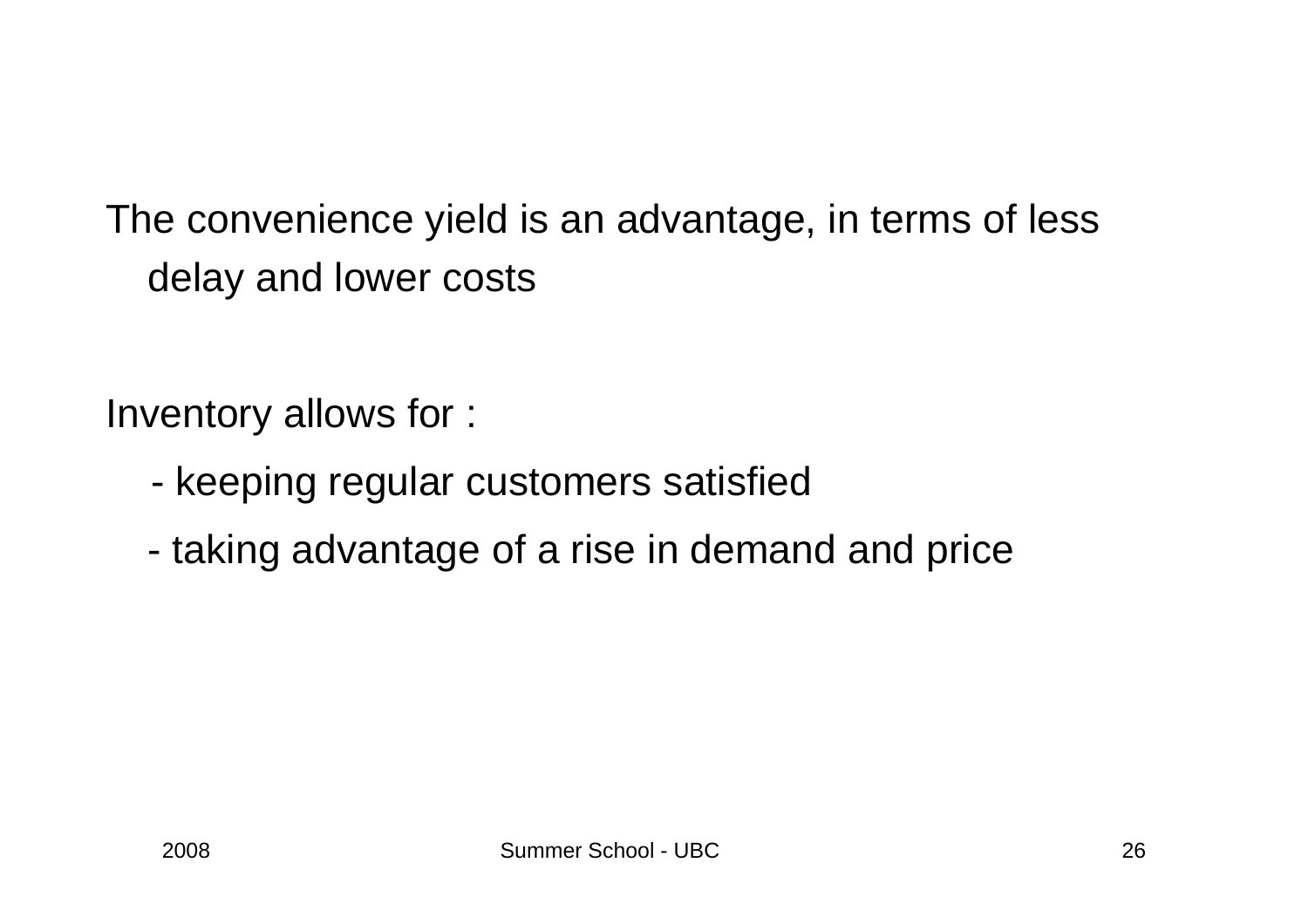The convenience yield is an advantage, in terms of less delay and lower costs

Inventory allows for :

- keeping regular customers satisfied
- taking advantage of a rise in demand and price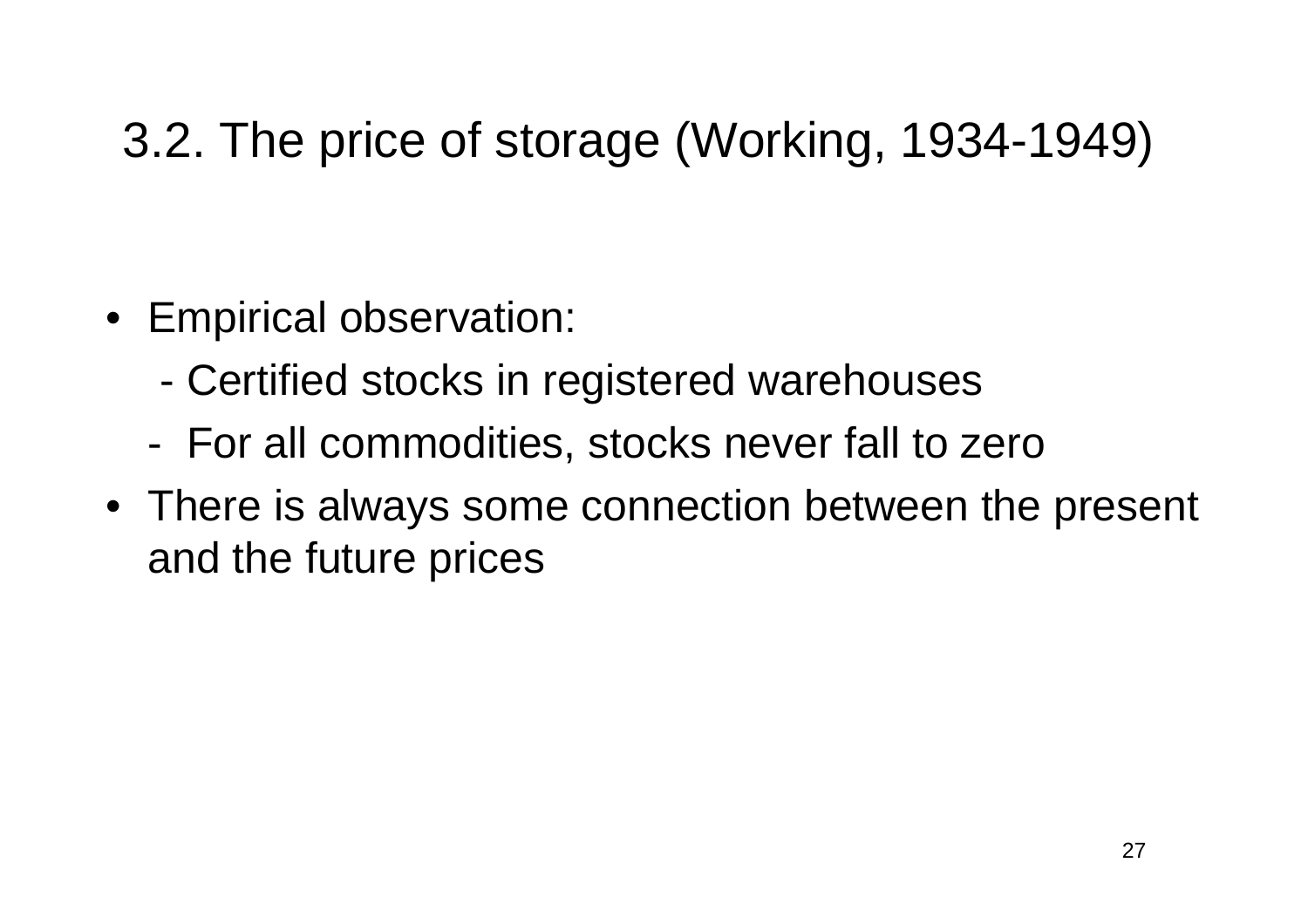# 3.2. The price of storage (Working, 1934-1949)

- Empirical observation:
  - Certified stocks in registered warehouses
  - For all commodities, stocks never fall to zero
- There is always some connection between the present and the future prices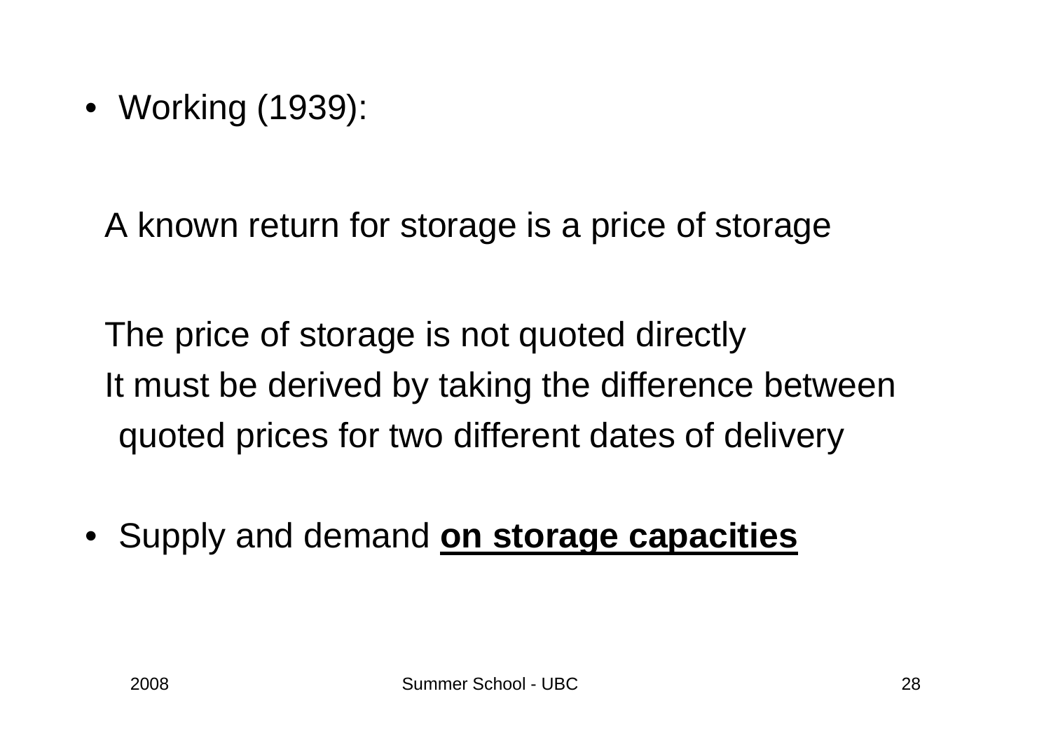- Working (1939):

  A known return for storage is a price of storage

  The price of storage is not quoted directly
  It must be derived by taking the difference between quoted prices for two different dates of delivery

- Supply and demand **on storage capacities**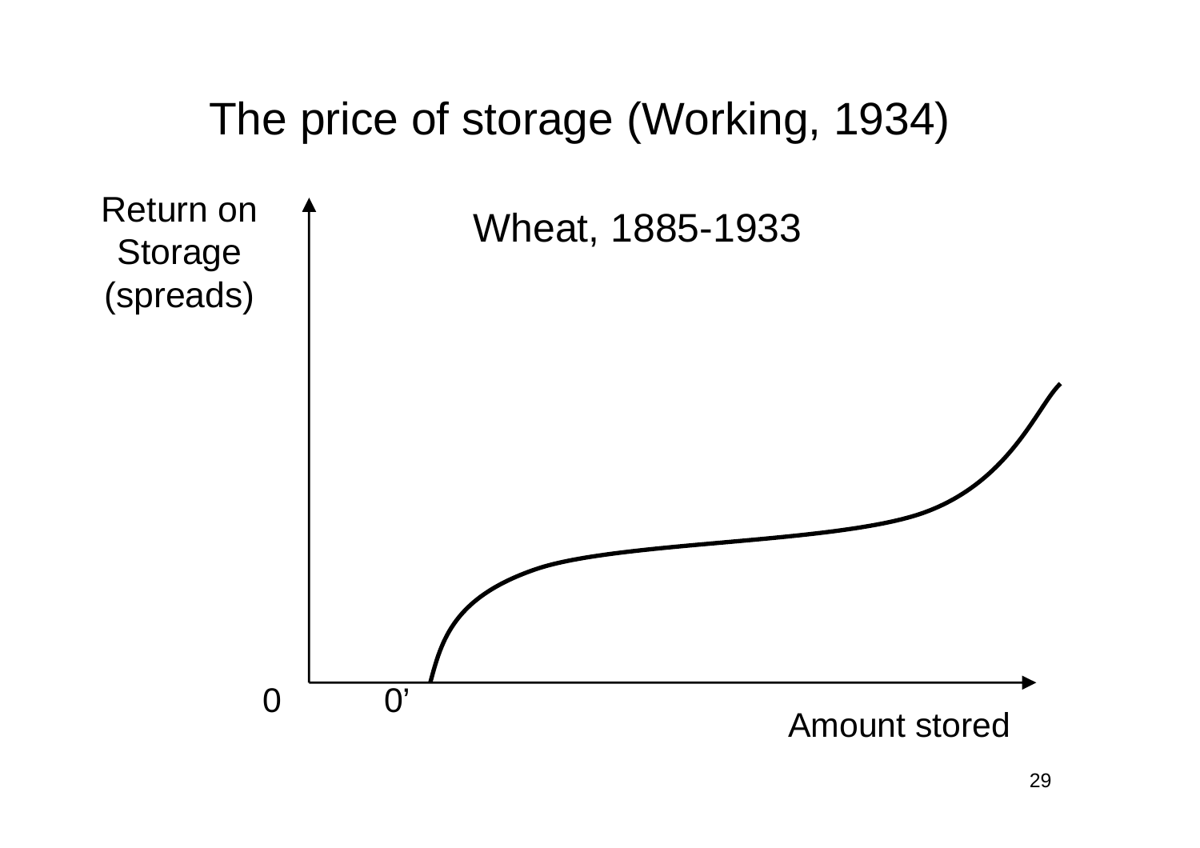# The price of storage (Working, 1934)

Wheat, 1885-1933

Return on Storage (spreads)

0 0'

Amount stored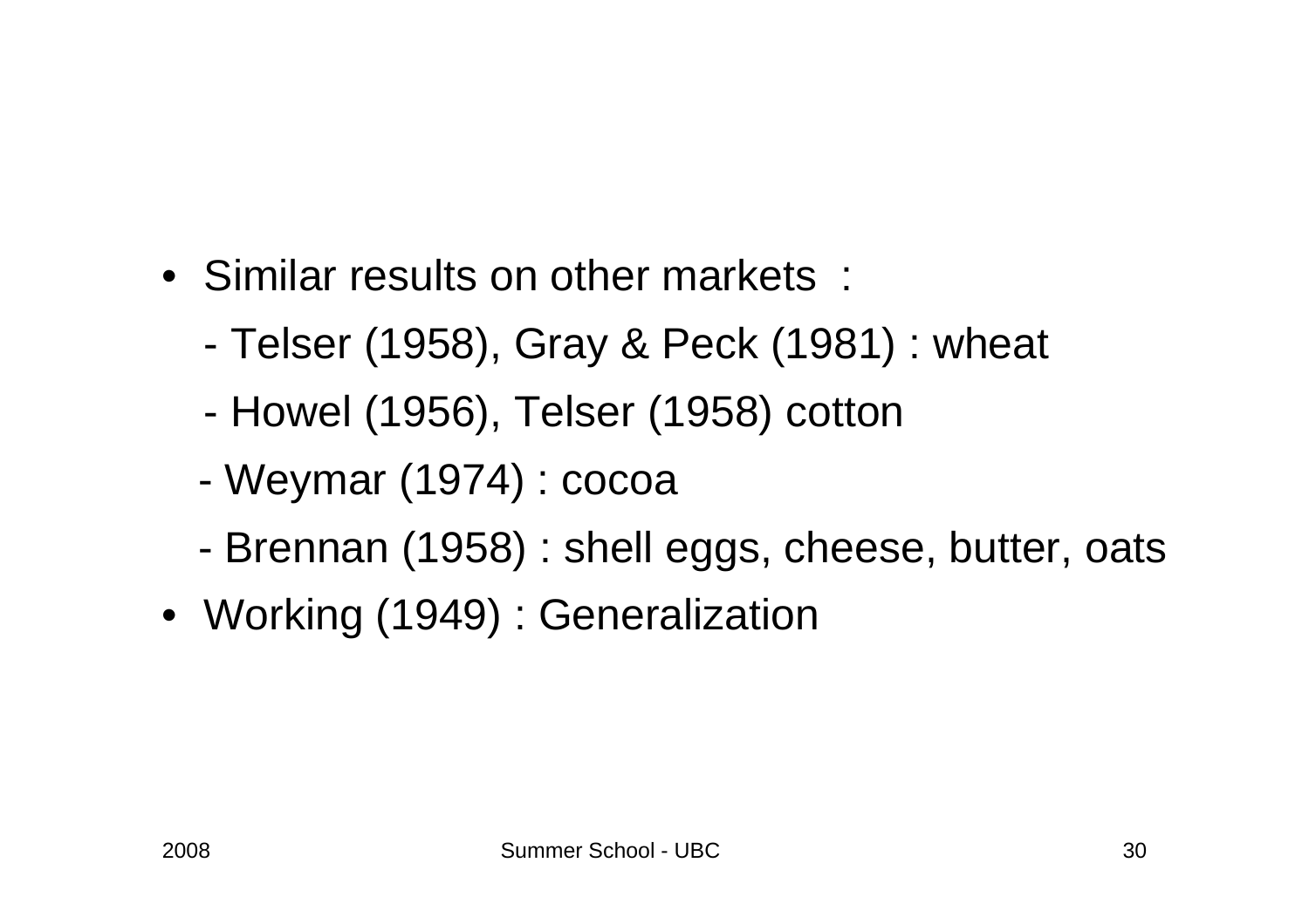- Similar results on other markets :
  - Telser (1958), Gray & Peck (1981) : wheat
  - Howel (1956), Telser (1958) cotton
  - Weymar (1974) : cocoa
  - Brennan (1958) : shell eggs, cheese, butter, oats
- Working (1949) : Generalization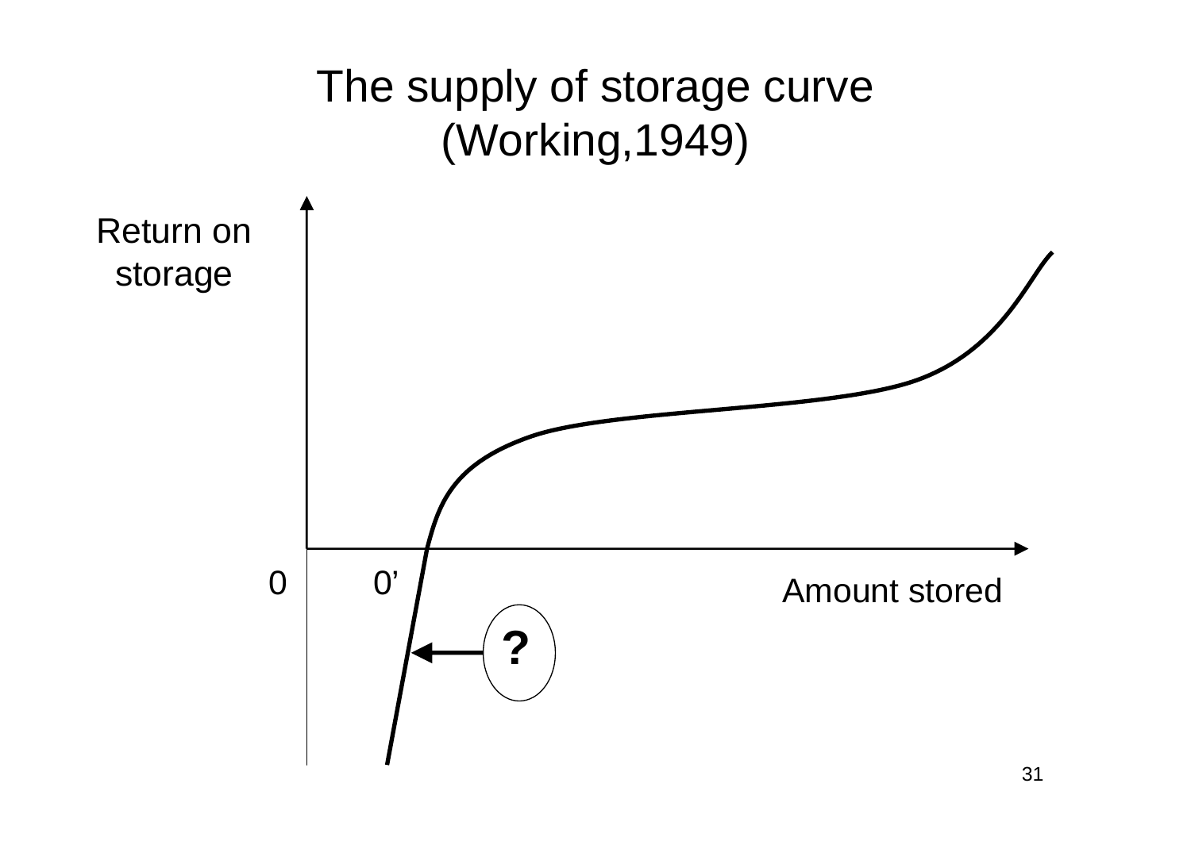# The supply of storage curve (Working,1949)

Return on storage

0 0’

Amount stored

?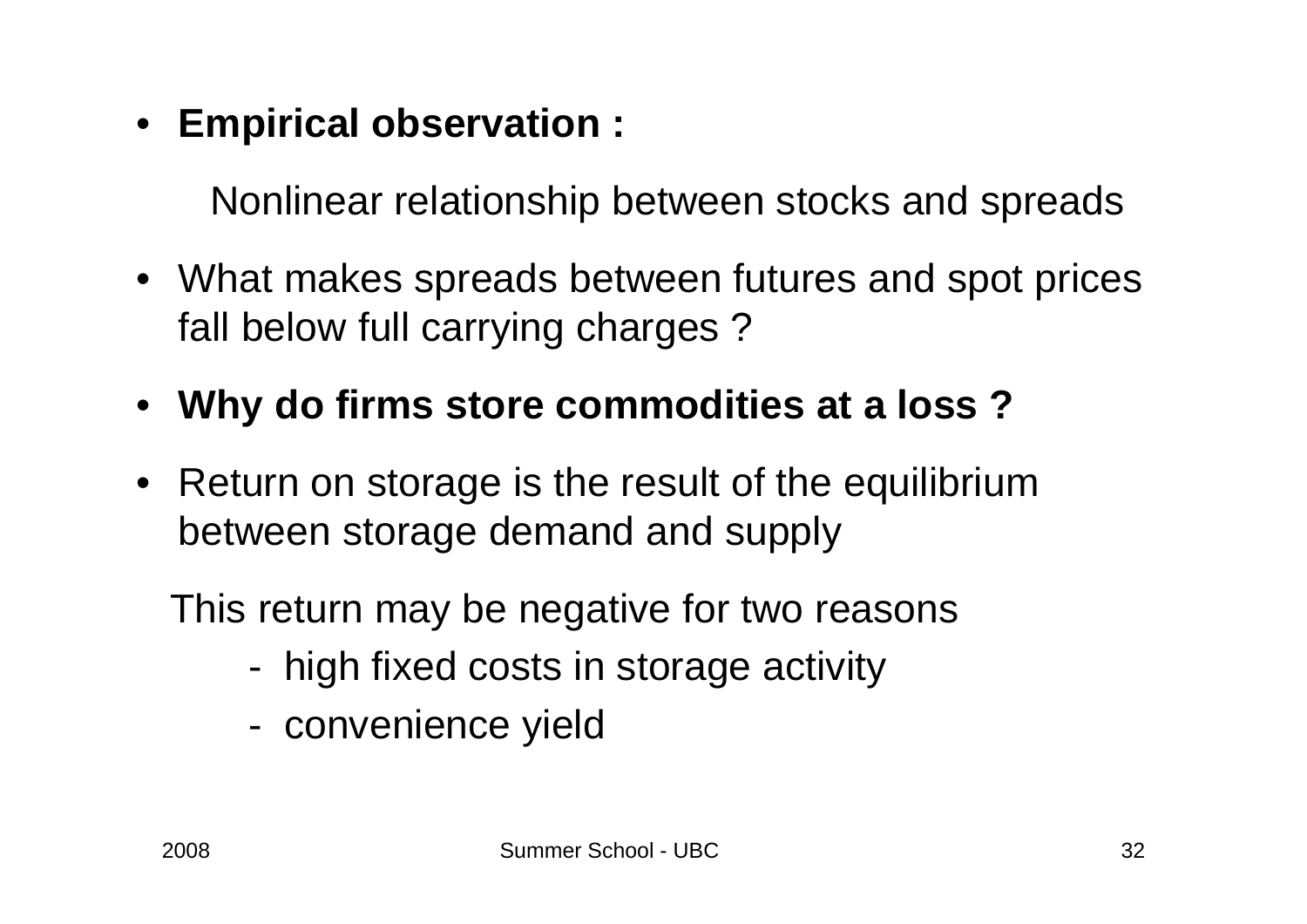- **Empirical observation :**

  Nonlinear relationship between stocks and spreads

- What makes spreads between futures and spot prices fall below full carrying charges ?
- **Why do firms store commodities at a loss ?**
- Return on storage is the result of the equilibrium between storage demand and supply

  This return may be negative for two reasons

  - high fixed costs in storage activity
  - convenience yield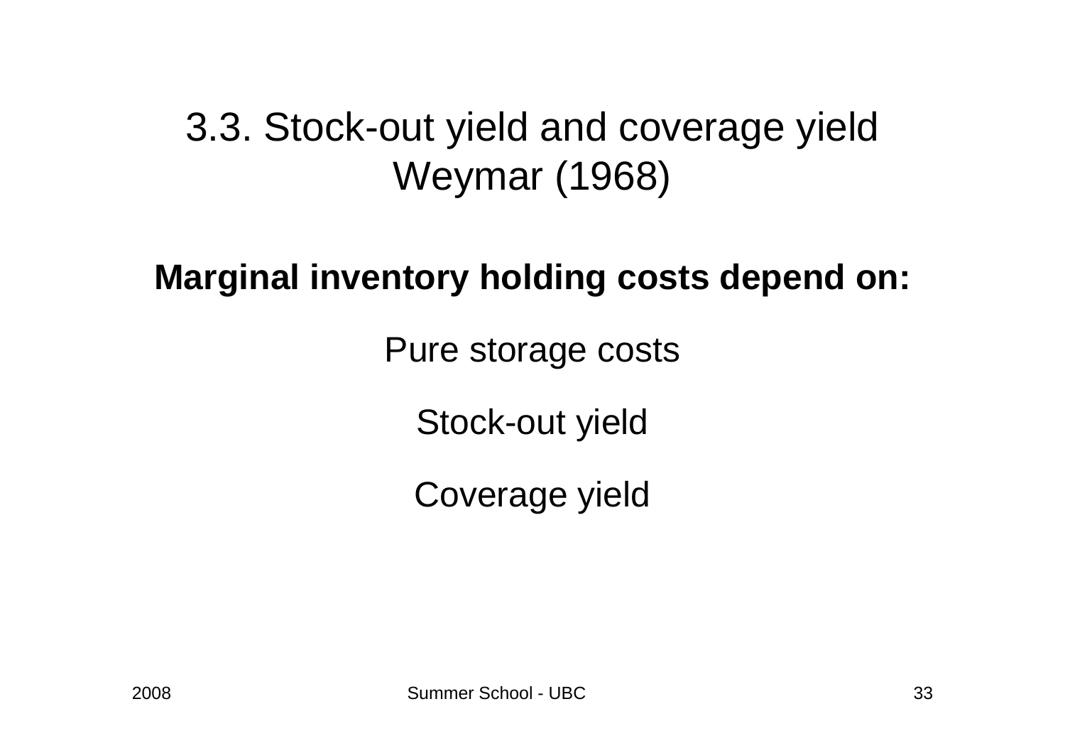# 3.3. Stock-out yield and coverage yield Weymar (1968)

**Marginal inventory holding costs depend on:**

Pure storage costs

Stock-out yield

Coverage yield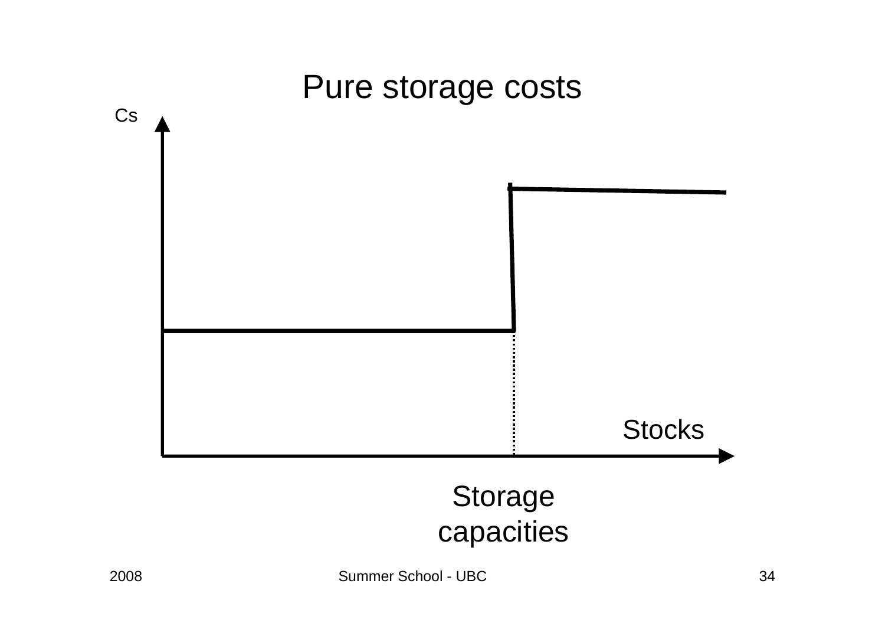# Pure storage costs

Cs

Stocks

Storage capacities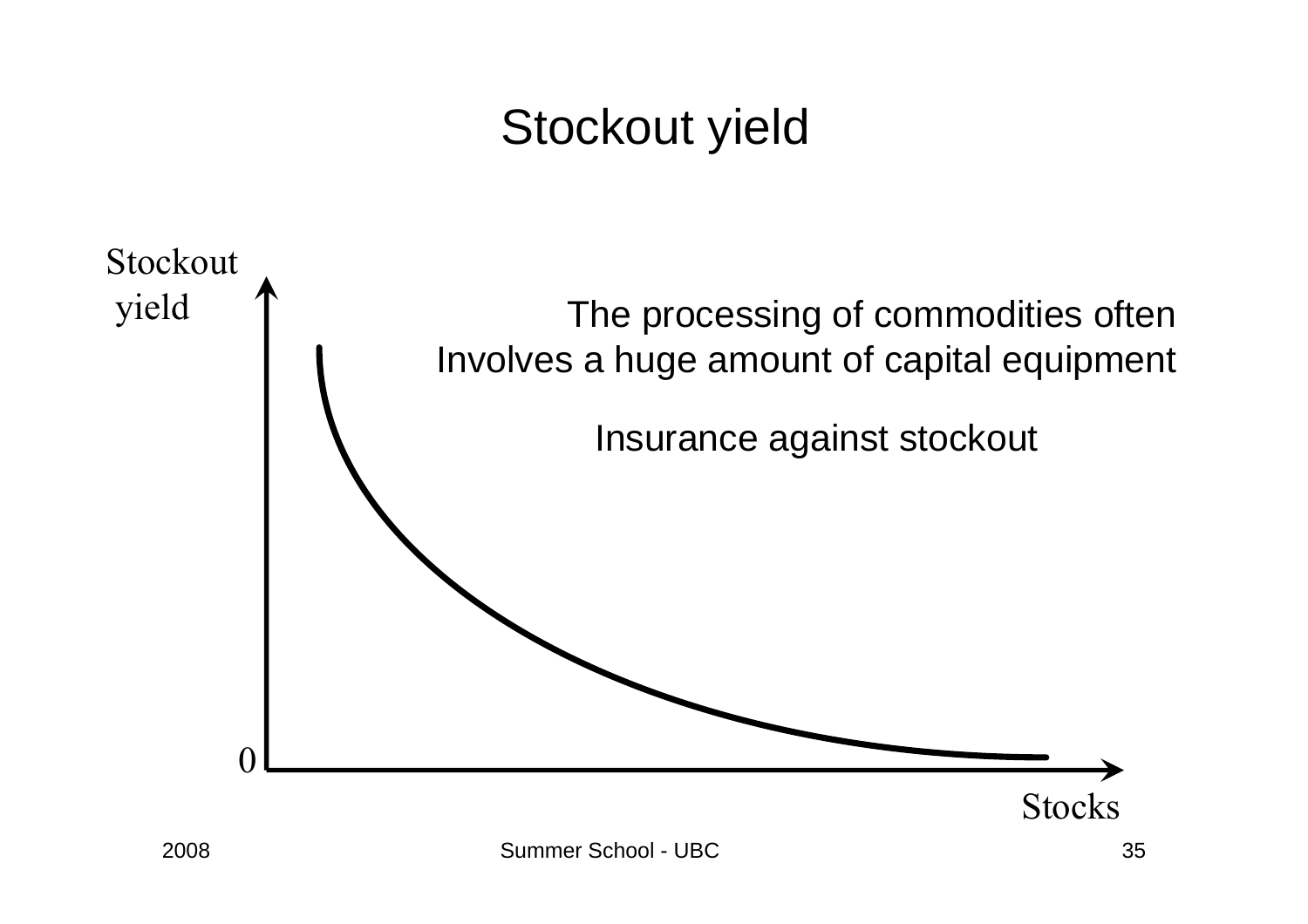# Stockout yield

Stockout yield

The processing of commodities often Involves a huge amount of capital equipment

Insurance against stockout

0

Stocks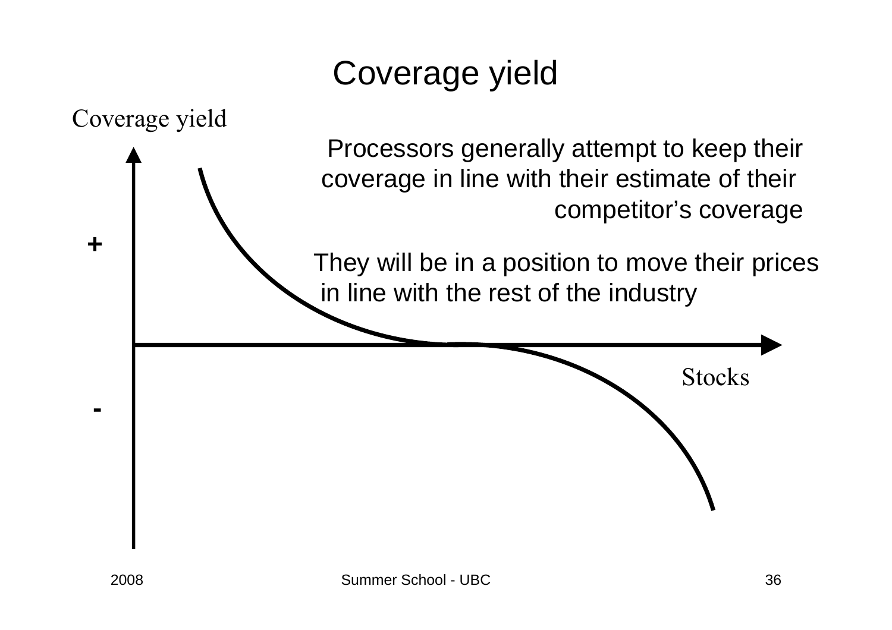# Coverage yield

Coverage yield

+

-

Stocks

Processors generally attempt to keep their coverage in line with their estimate of their competitor's coverage

They will be in a position to move their prices in line with the rest of the industry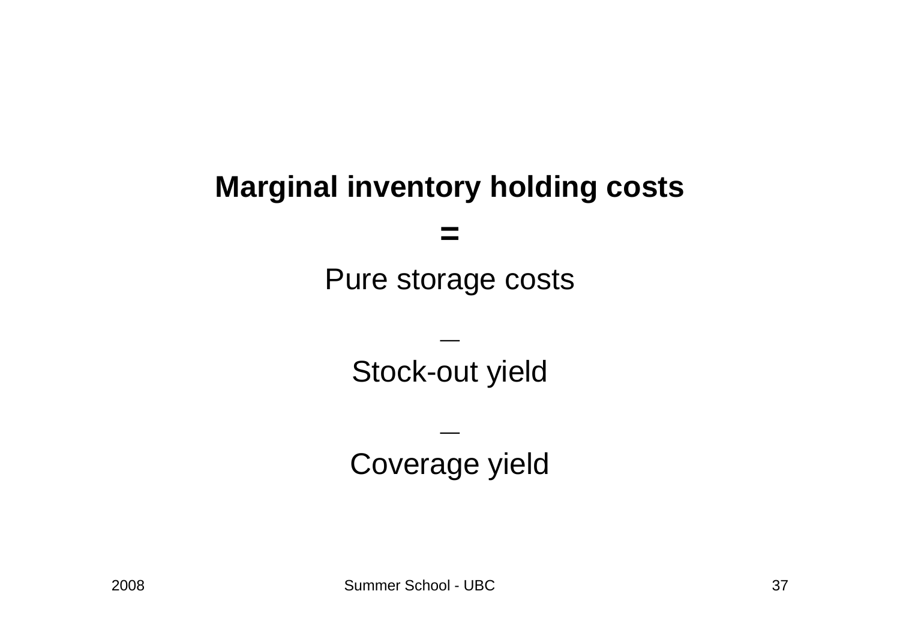**Marginal inventory holding costs**

**=**

Pure storage costs

–

Stock-out yield

–

Coverage yield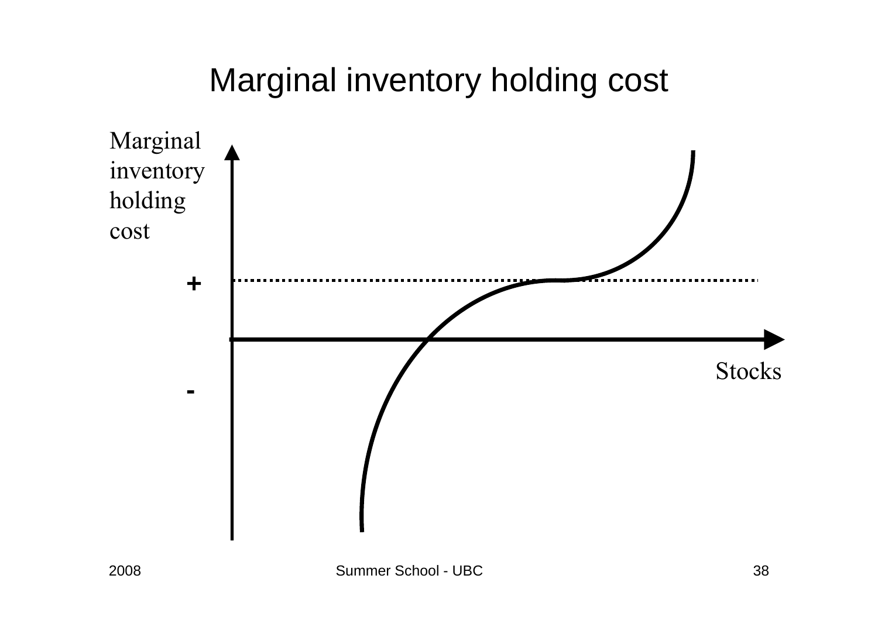# Marginal inventory holding cost

Marginal inventory holding cost

+

-

Stocks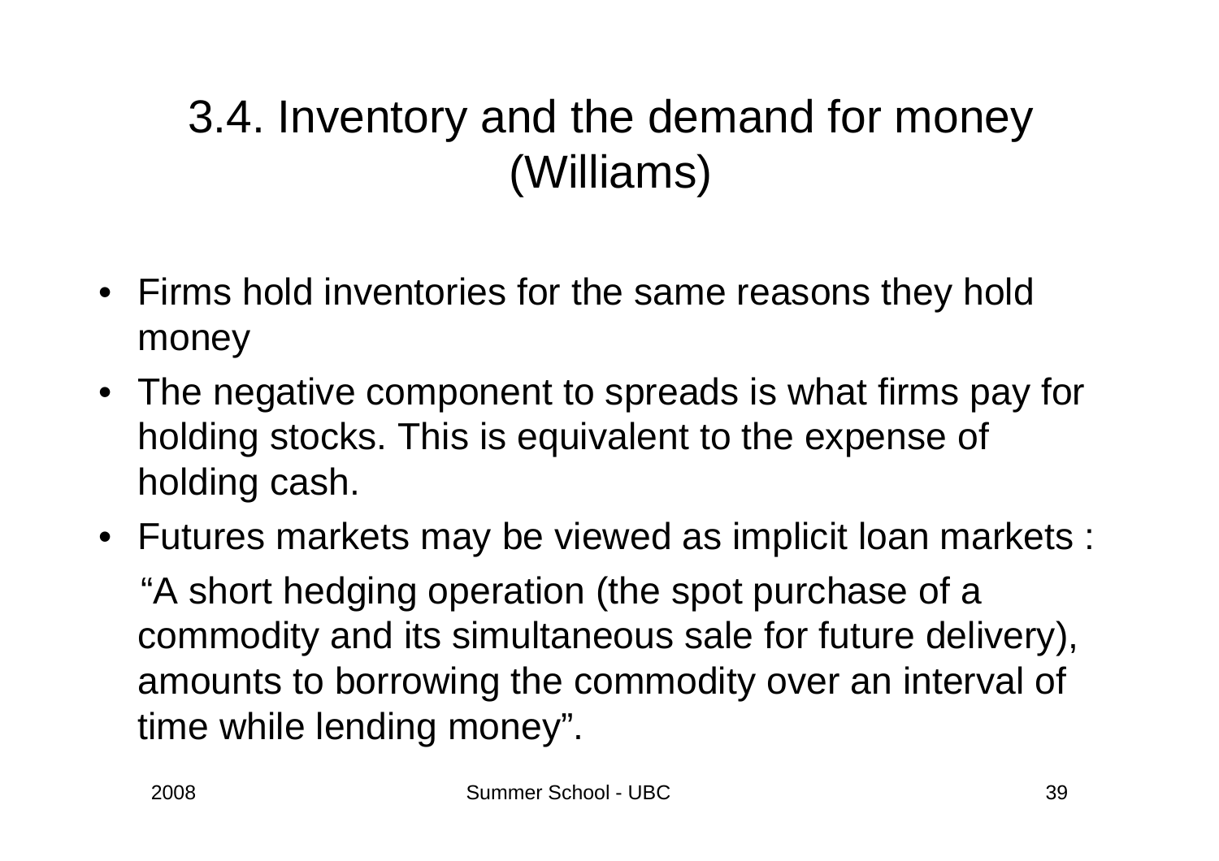# 3.4. Inventory and the demand for money (Williams)

- Firms hold inventories for the same reasons they hold money
- The negative component to spreads is what firms pay for holding stocks. This is equivalent to the expense of holding cash.
- Futures markets may be viewed as implicit loan markets :

  "A short hedging operation (the spot purchase of a commodity and its simultaneous sale for future delivery), amounts to borrowing the commodity over an interval of time while lending money".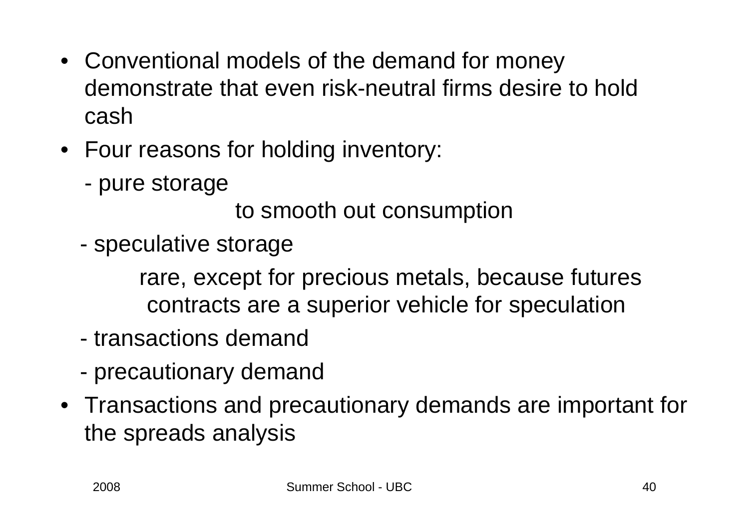- Conventional models of the demand for money demonstrate that even risk-neutral firms desire to hold cash
- Four reasons for holding inventory:
  - pure storage
    
    to smooth out consumption
  - speculative storage
    
    rare, except for precious metals, because futures contracts are a superior vehicle for speculation
  - transactions demand
  - precautionary demand
- Transactions and precautionary demands are important for the spreads analysis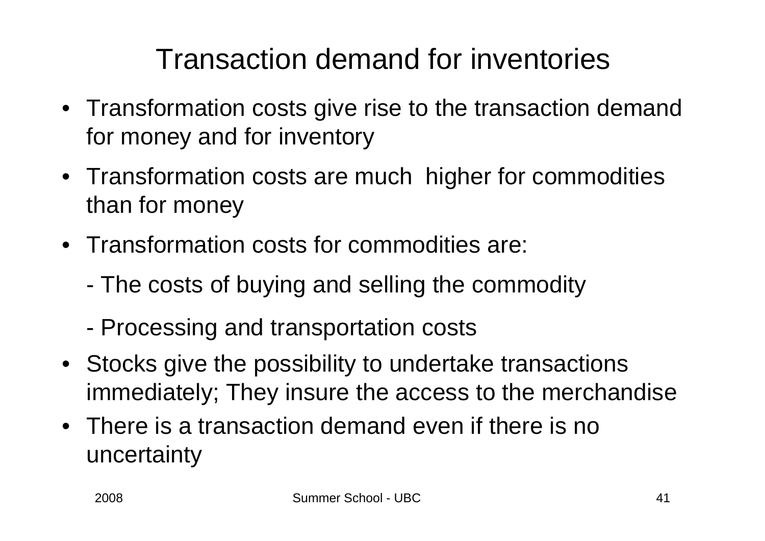# Transaction demand for inventories

- Transformation costs give rise to the transaction demand for money and for inventory
- Transformation costs are much higher for commodities than for money
- Transformation costs for commodities are:
  - The costs of buying and selling the commodity
  - Processing and transportation costs
- Stocks give the possibility to undertake transactions immediately; They insure the access to the merchandise
- There is a transaction demand even if there is no uncertainty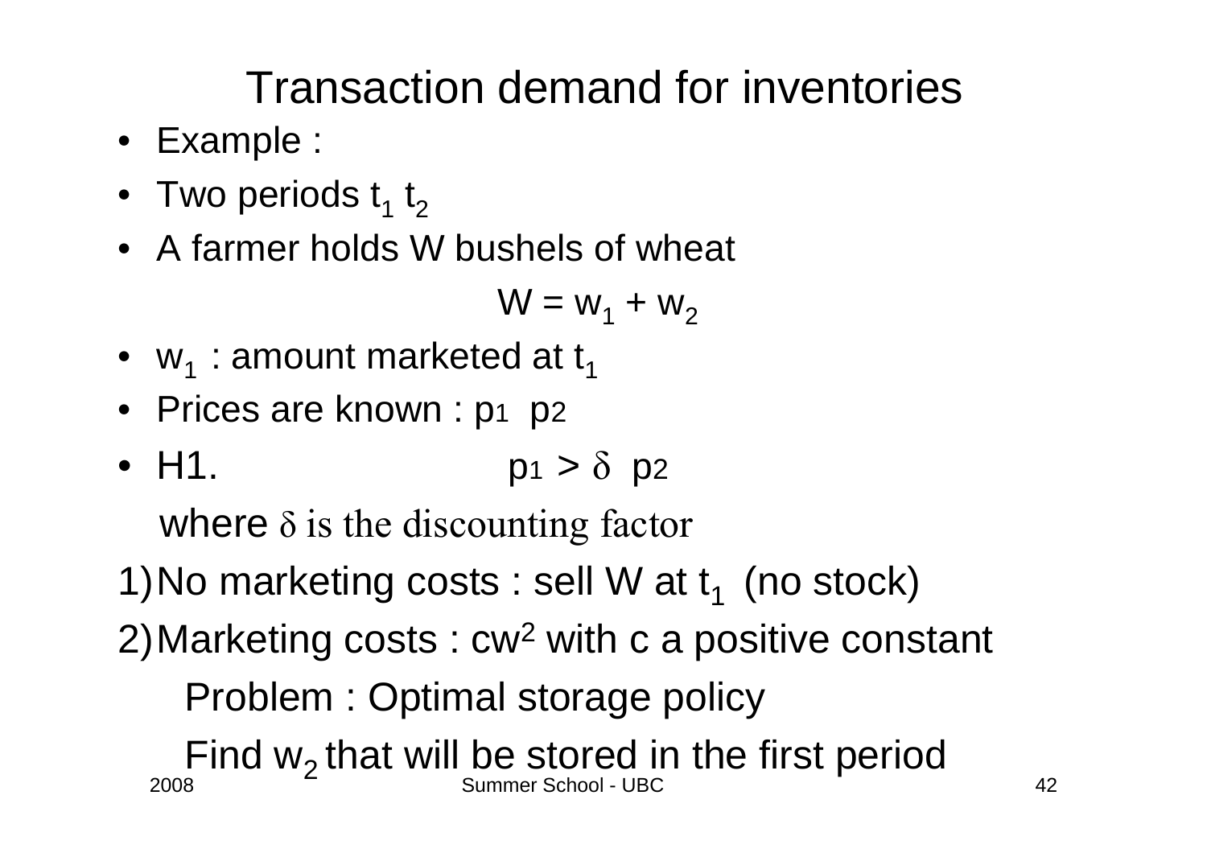# Transaction demand for inventories

- Example :
- Two periods $t_1$ $t_2$
- A farmer holds W bushels of wheat

$$W = w_1 + w_2$$

- $w_1$ : amount marketed at $t_1$
- Prices are known : $p_1$ $p_2$
- H1. $p_1 > \delta\ p_2$

  where $\delta$ is the discounting factor

1) No marketing costs : sell W at $t_1$ (no stock)
2) Marketing costs : $cw^2$ with c a positive constant

   Problem : Optimal storage policy

   Find $w_2$ that will be stored in the first period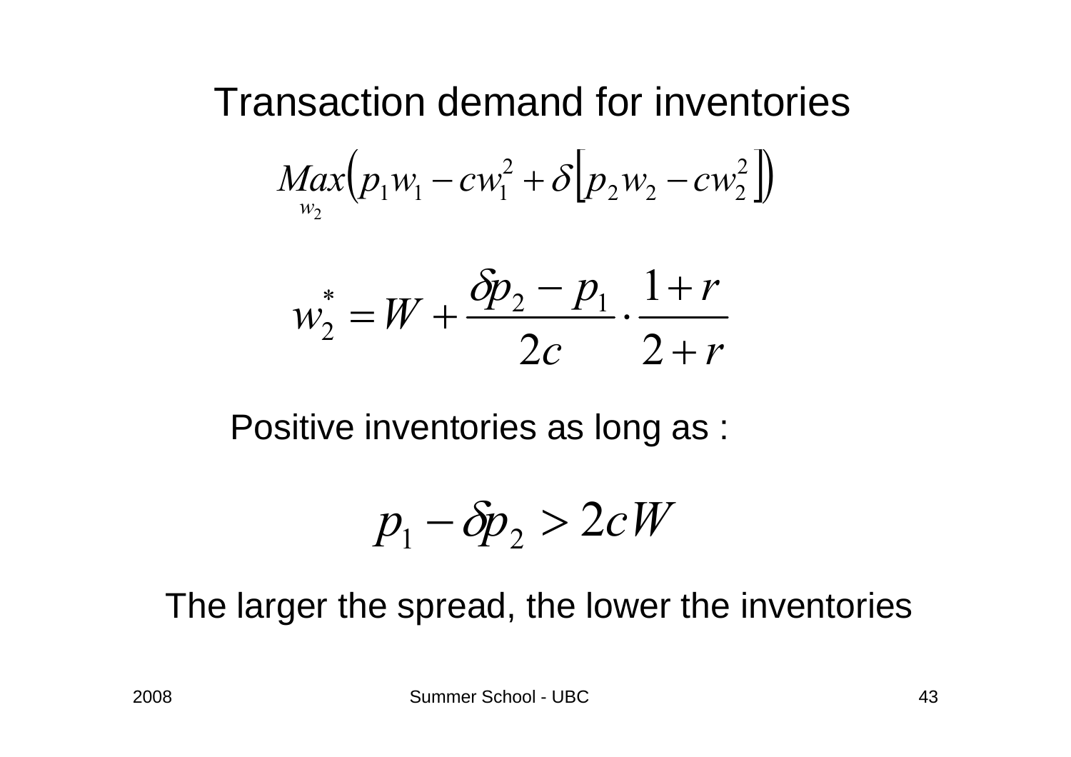# Transaction demand for inventories

$$\underset{w_2}{Max}\left(p_1 w_1 - c w_1^2 + \delta\left[p_2 w_2 - c w_2^2\right]\right)$$

$$w_2^* = W + \frac{\delta p_2 - p_1}{2c} \cdot \frac{1+r}{2+r}$$

Positive inventories as long as :

$$p_1 - \delta p_2 > 2cW$$

The larger the spread, the lower the inventories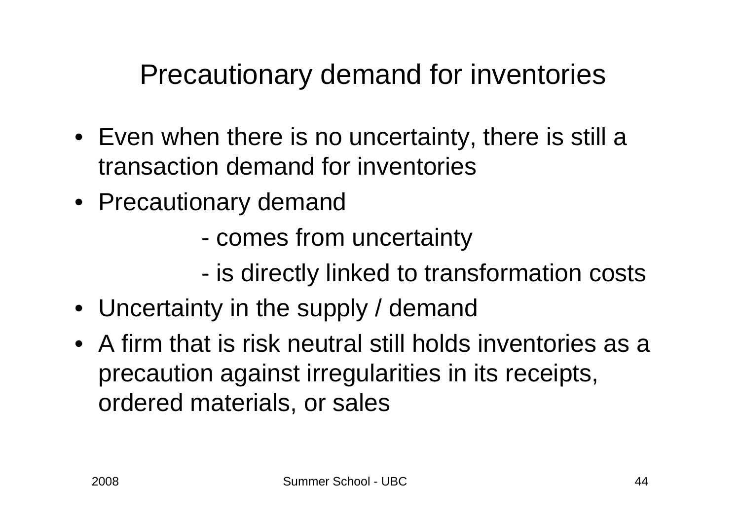# Precautionary demand for inventories

- Even when there is no uncertainty, there is still a transaction demand for inventories
- Precautionary demand
  - comes from uncertainty
  - is directly linked to transformation costs
- Uncertainty in the supply / demand
- A firm that is risk neutral still holds inventories as a precaution against irregularities in its receipts, ordered materials, or sales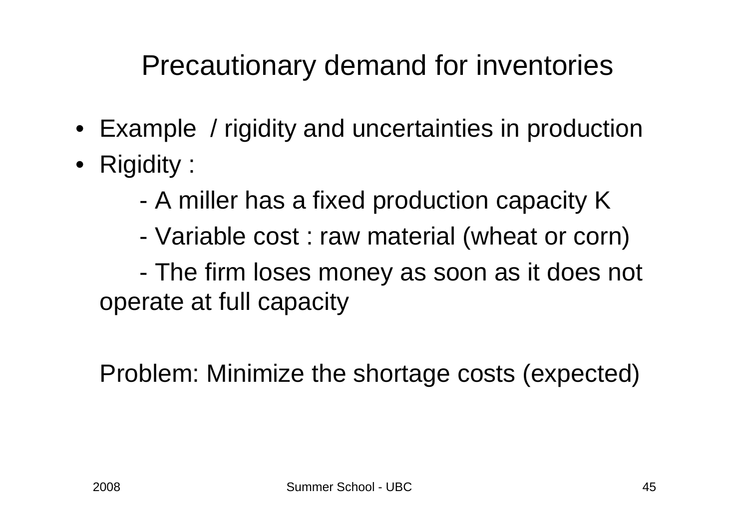# Precautionary demand for inventories

- Example / rigidity and uncertainties in production
- Rigidity :

  - A miller has a fixed production capacity K
  - Variable cost : raw material (wheat or corn)
  - The firm loses money as soon as it does not operate at full capacity

Problem: Minimize the shortage costs (expected)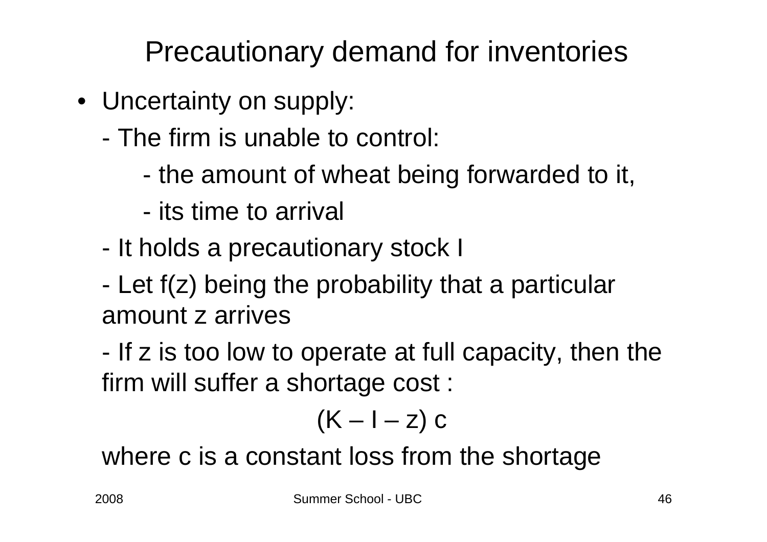# Precautionary demand for inventories

- Uncertainty on supply:

  - The firm is unable to control:

    - the amount of wheat being forwarded to it,

    - its time to arrival

  - It holds a precautionary stock I

  - Let f(z) being the probability that a particular amount z arrives

  - If z is too low to operate at full capacity, then the firm will suffer a shortage cost :

$$(K - I - z)\ c$$

  where c is a constant loss from the shortage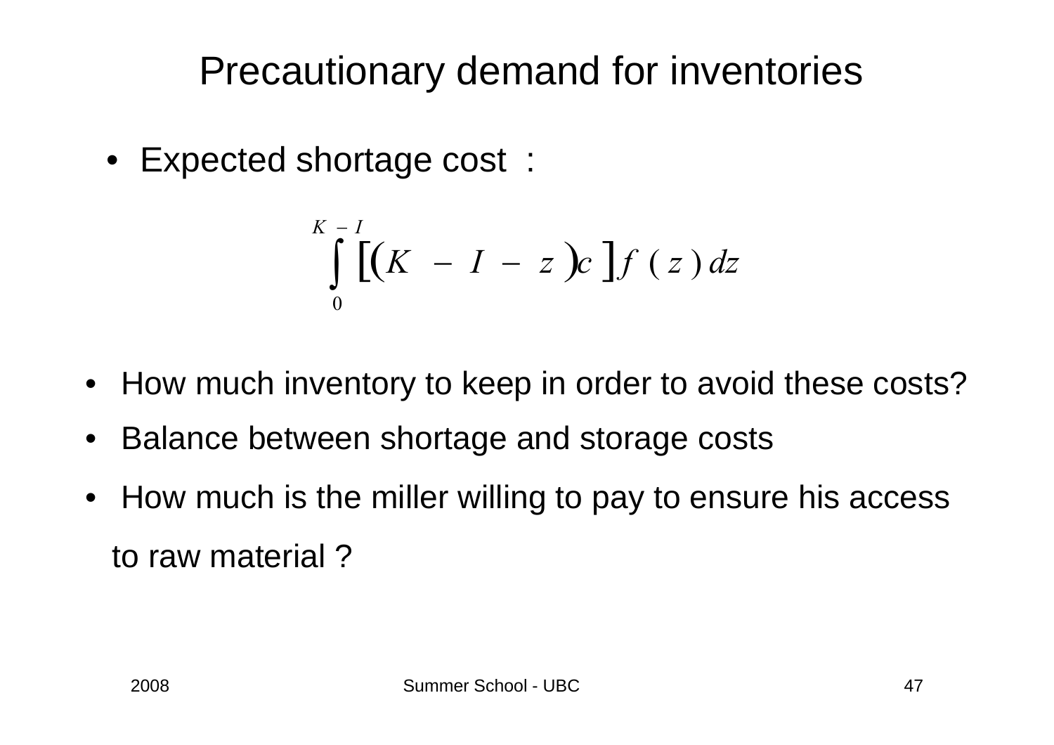# Precautionary demand for inventories

- Expected shortage cost :

$$\int_{0}^{K-I} \left[ \left( K - I - z \right) c \right] f(z) \, dz$$

- How much inventory to keep in order to avoid these costs?
- Balance between shortage and storage costs
- How much is the miller willing to pay to ensure his access to raw material ?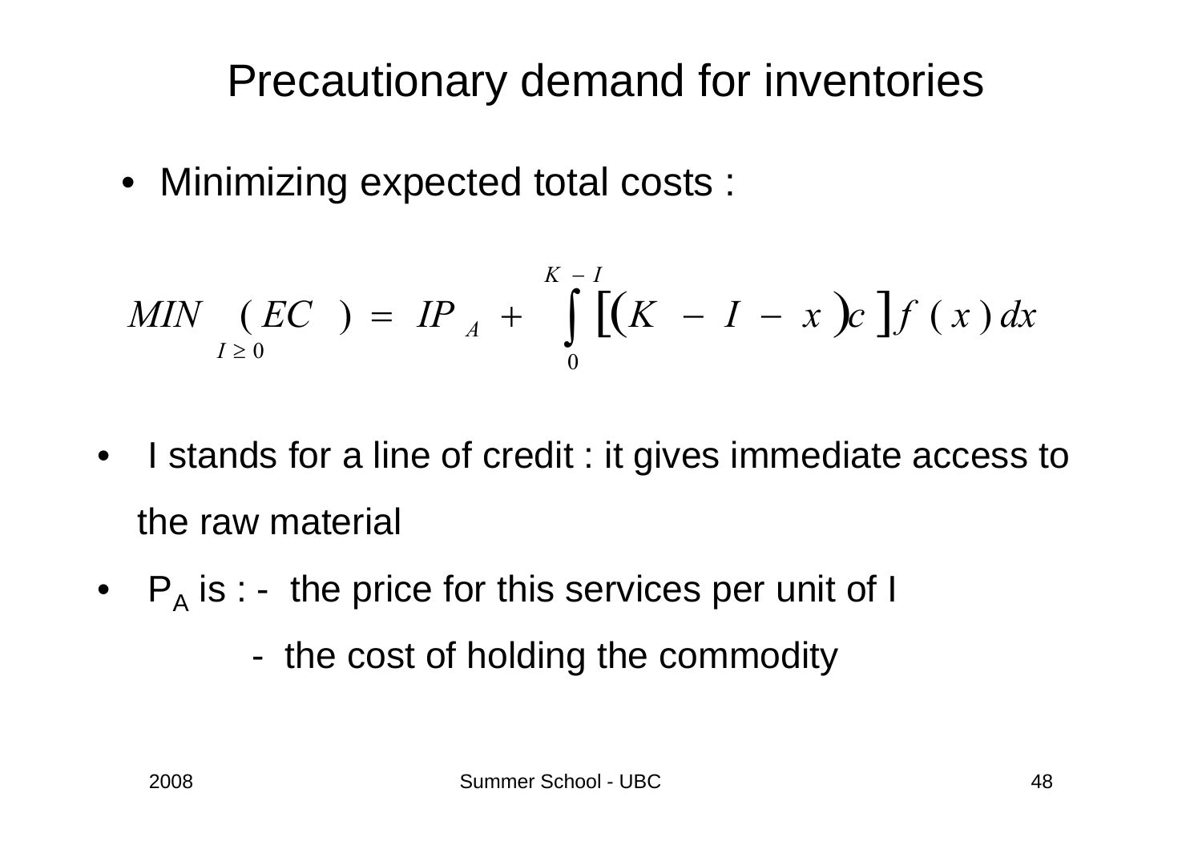# Precautionary demand for inventories

- Minimizing expected total costs :

$$\underset{I \geq 0}{MIN} \, (EC) = IP_A + \int_{0}^{K-I} \left[ (K - I - x) c \right] f(x) \, dx$$

- I stands for a line of credit : it gives immediate access to the raw material
- $P_A$ is : - the price for this services per unit of I
  - the cost of holding the commodity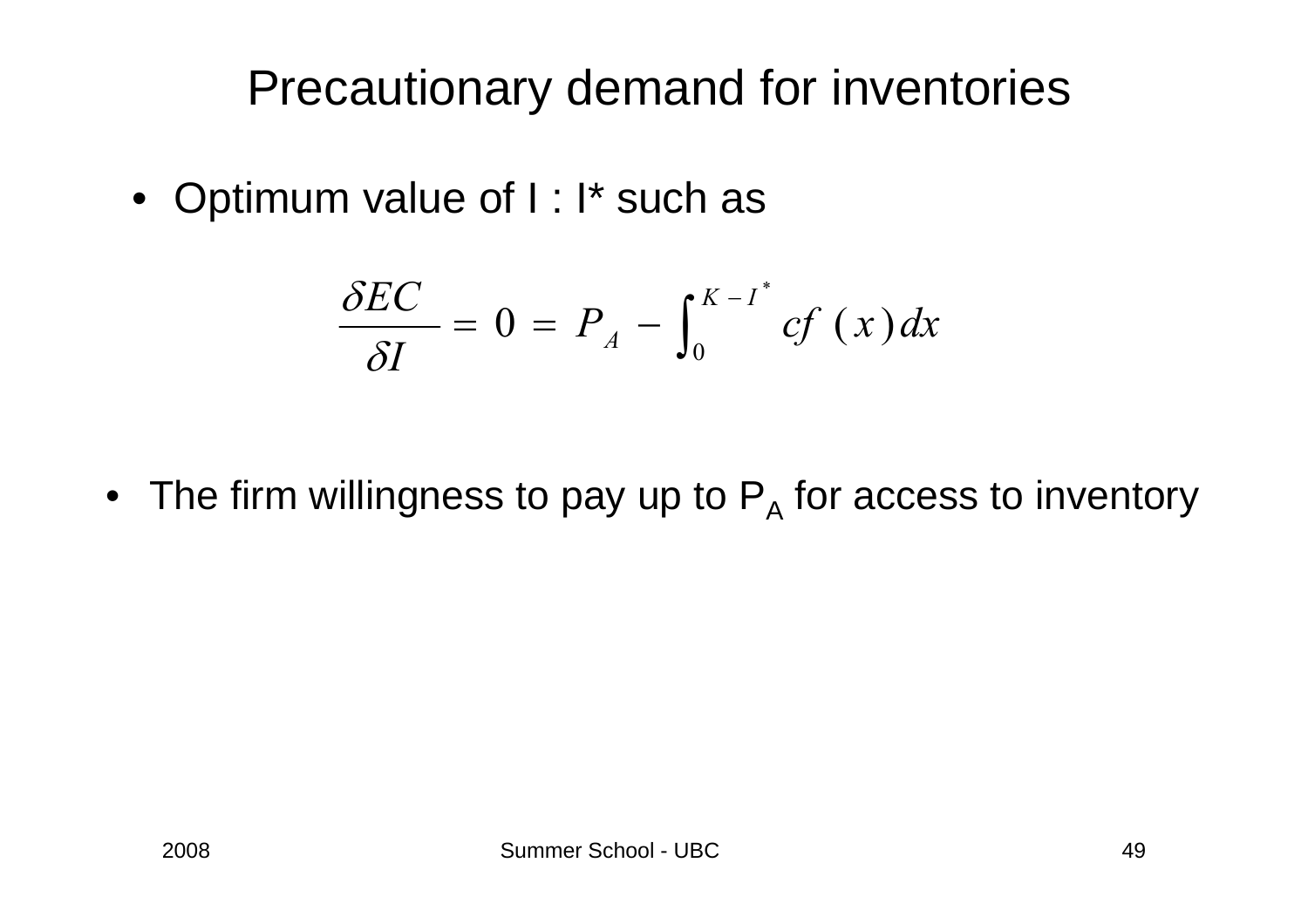# Precautionary demand for inventories

- Optimum value of I : I* such as

$$\frac{\delta EC}{\delta I} = 0 = P_A - \int_0^{K - I^*} cf(x)dx$$

- The firm willingness to pay up to $P_A$ for access to inventory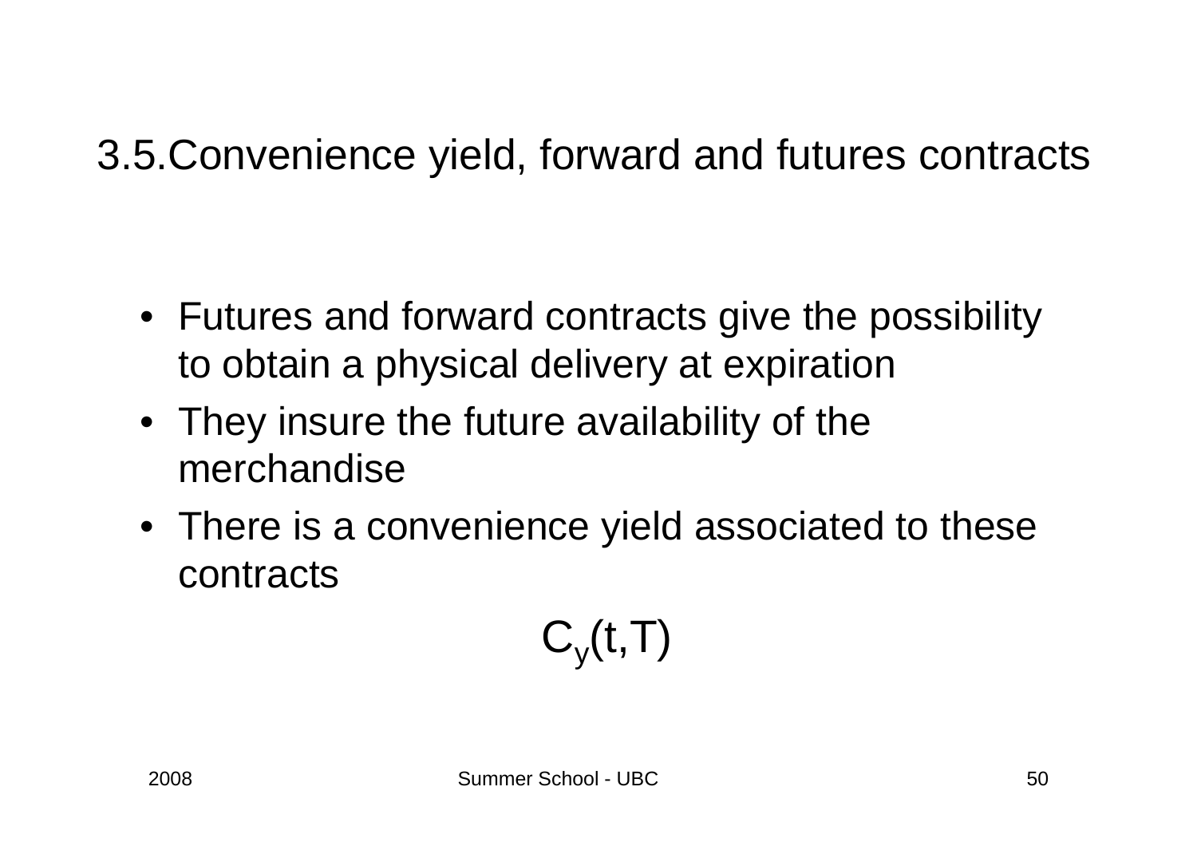## 3.5.Convenience yield, forward and futures contracts

- Futures and forward contracts give the possibility to obtain a physical delivery at expiration
- They insure the future availability of the merchandise
- There is a convenience yield associated to these contracts

$$C_y(t,T)$$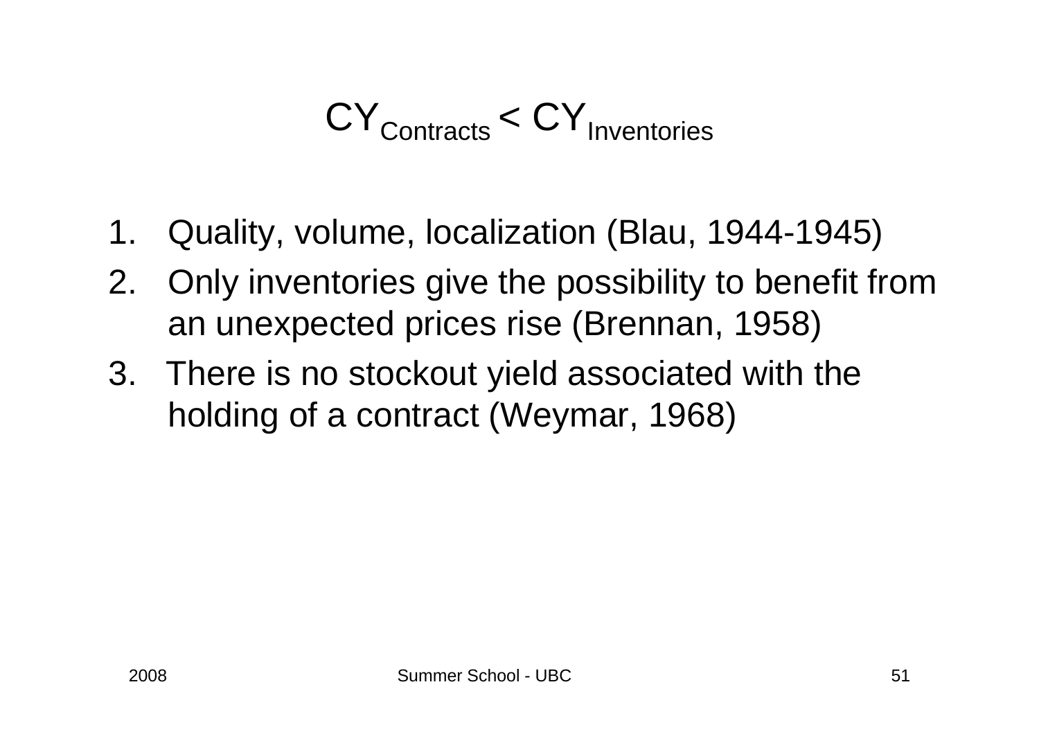# $CY_{Contracts} < CY_{Inventories}$

1. Quality, volume, localization (Blau, 1944-1945)
2. Only inventories give the possibility to benefit from an unexpected prices rise (Brennan, 1958)
3. There is no stockout yield associated with the holding of a contract (Weymar, 1968)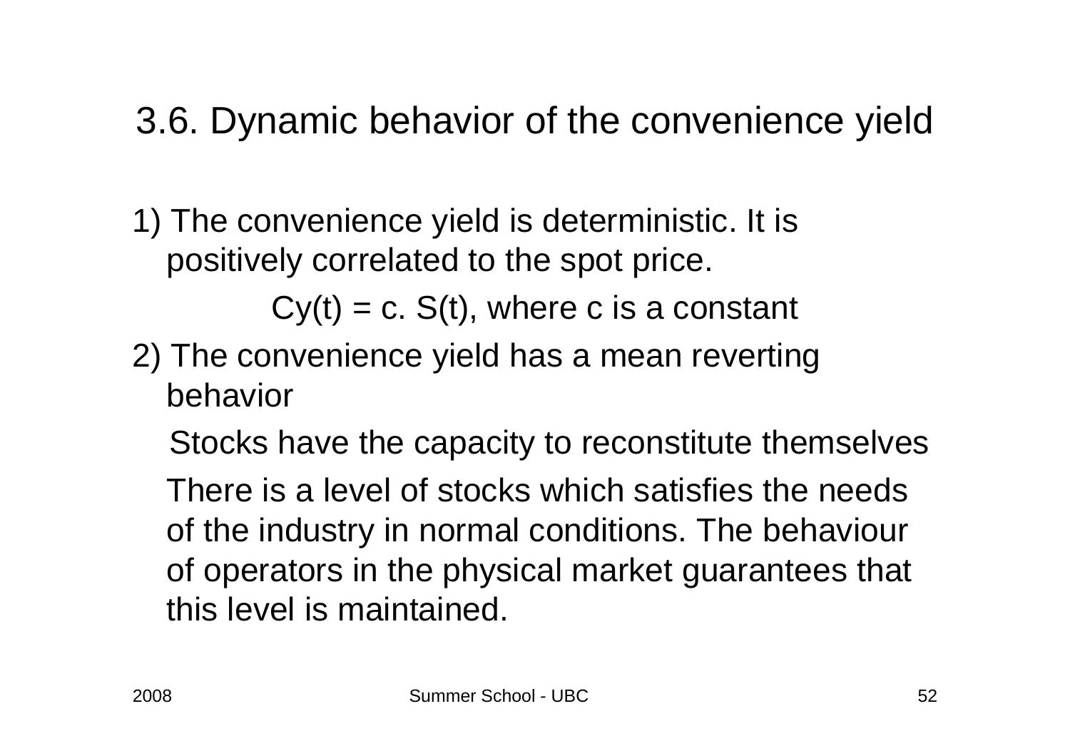# 3.6. Dynamic behavior of the convenience yield

1) The convenience yield is deterministic. It is positively correlated to the spot price.

$$Cy(t) = c.\ S(t), \text{ where c is a constant}$$

2) The convenience yield has a mean reverting behavior

Stocks have the capacity to reconstitute themselves

There is a level of stocks which satisfies the needs of the industry in normal conditions. The behaviour of operators in the physical market guarantees that this level is maintained.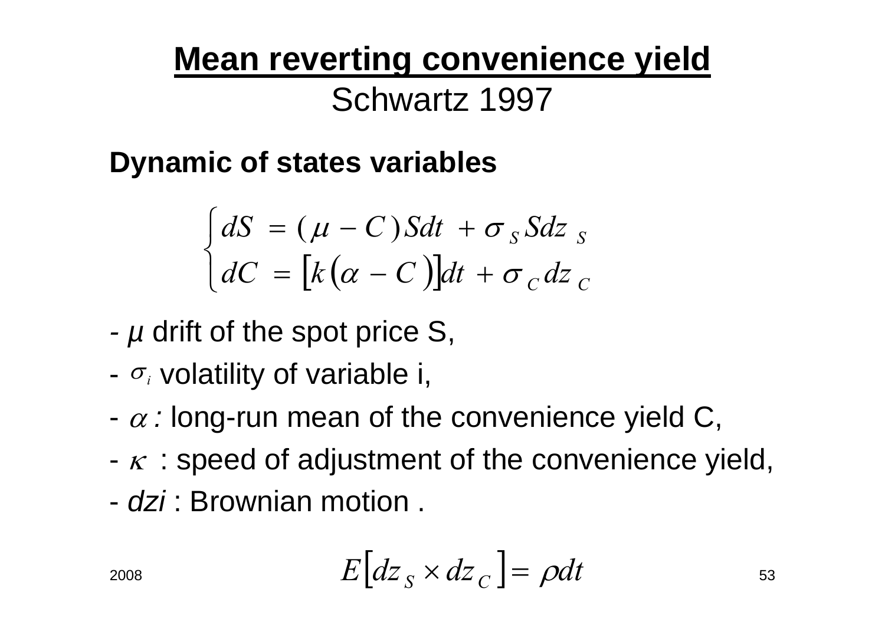# Mean reverting convenience yield

Schwartz 1997

**Dynamic of states variables**

$$\begin{cases} dS = (\mu - C)Sdt + \sigma_S S dz_S \\ dC = \left[k(\alpha - C)\right]dt + \sigma_C dz_C \end{cases}$$

- $\mu$ drift of the spot price S,
- $\sigma_i$ volatility of variable i,
- $\alpha$ *:* long-run mean of the convenience yield C,
- $\kappa$ : speed of adjustment of the convenience yield,
- *dzi* : Brownian motion .

$$E\left[dz_S \times dz_C\right] = \rho dt$$

2008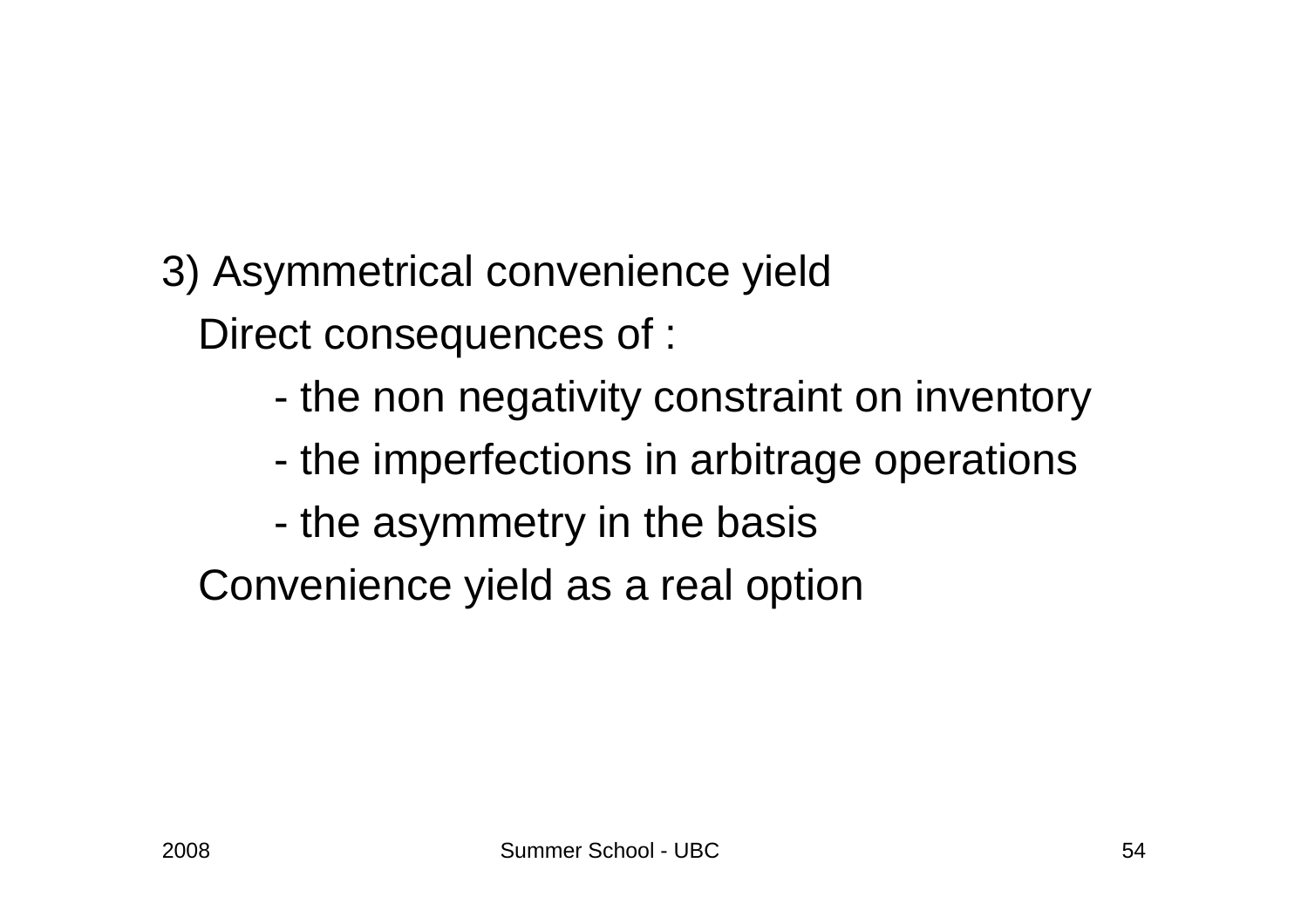3) Asymmetrical convenience yield

Direct consequences of :

- the non negativity constraint on inventory
- the imperfections in arbitrage operations
- the asymmetry in the basis

Convenience yield as a real option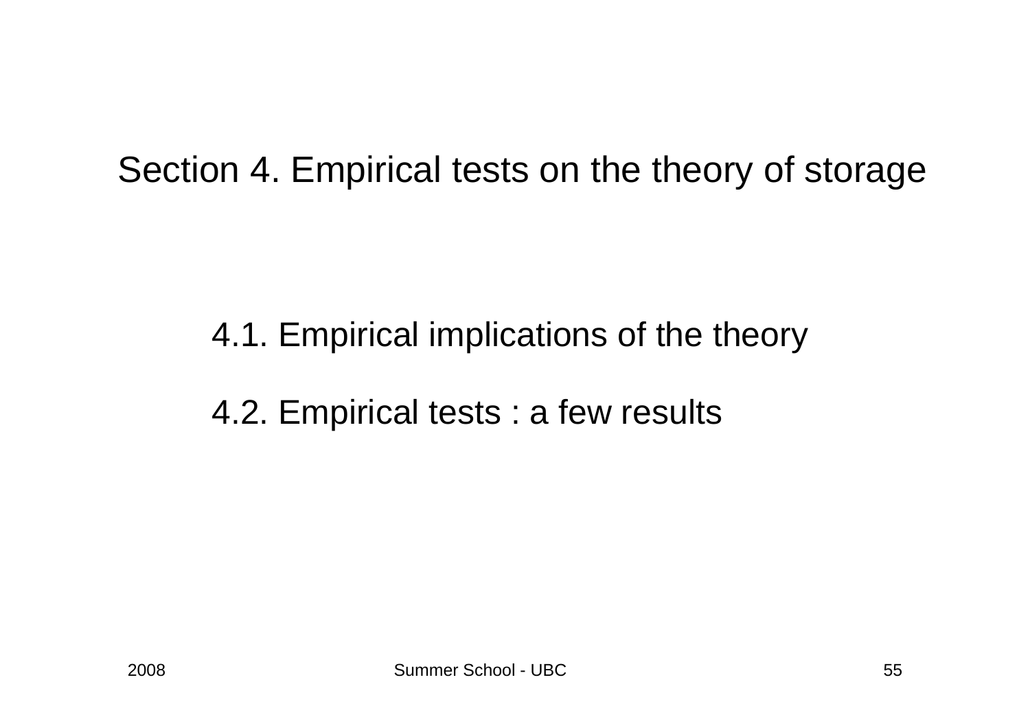# Section 4. Empirical tests on the theory of storage

4.1. Empirical implications of the theory

4.2. Empirical tests : a few results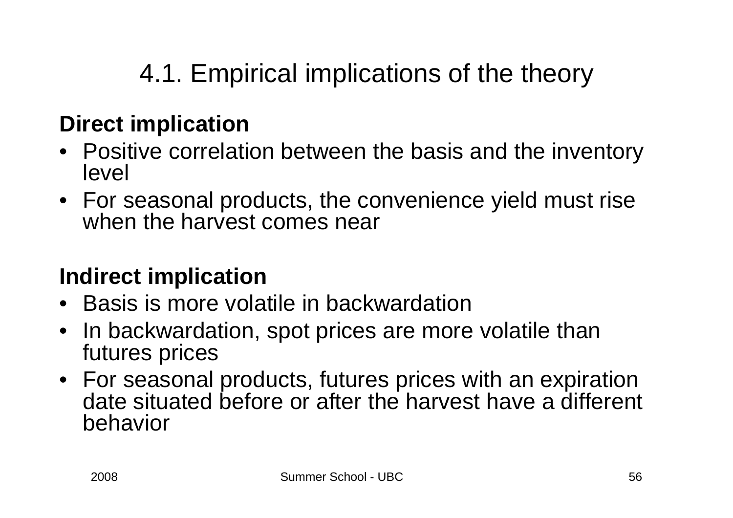# 4.1. Empirical implications of the theory

**Direct implication**

- Positive correlation between the basis and the inventory level
- For seasonal products, the convenience yield must rise when the harvest comes near

**Indirect implication**

- Basis is more volatile in backwardation
- In backwardation, spot prices are more volatile than futures prices
- For seasonal products, futures prices with an expiration date situated before or after the harvest have a different behavior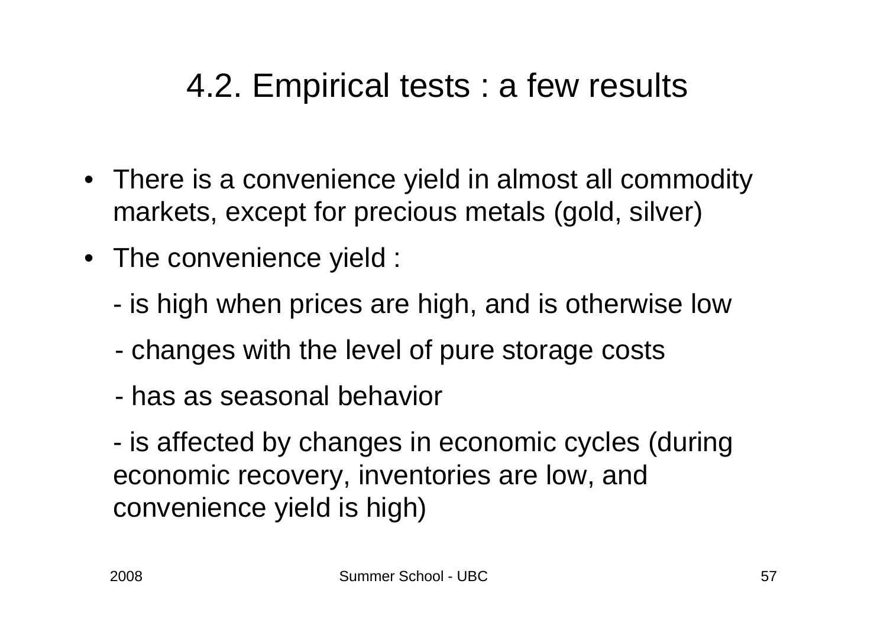# 4.2. Empirical tests : a few results

- There is a convenience yield in almost all commodity markets, except for precious metals (gold, silver)
- The convenience yield :

  - is high when prices are high, and is otherwise low

  - changes with the level of pure storage costs

  - has as seasonal behavior

  - is affected by changes in economic cycles (during economic recovery, inventories are low, and convenience yield is high)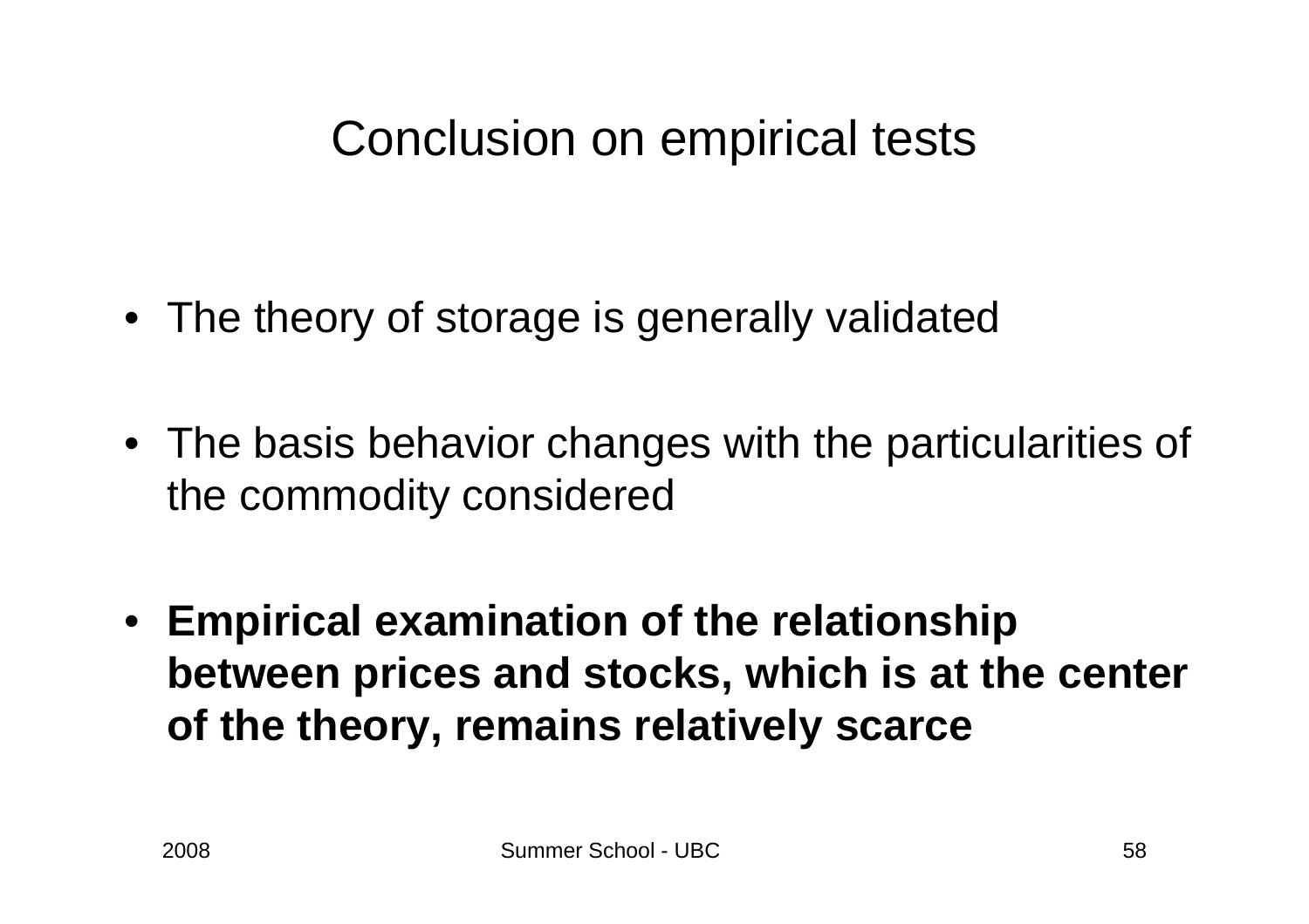# Conclusion on empirical tests

- The theory of storage is generally validated
- The basis behavior changes with the particularities of the commodity considered
- **Empirical examination of the relationship between prices and stocks, which is at the center of the theory, remains relatively scarce**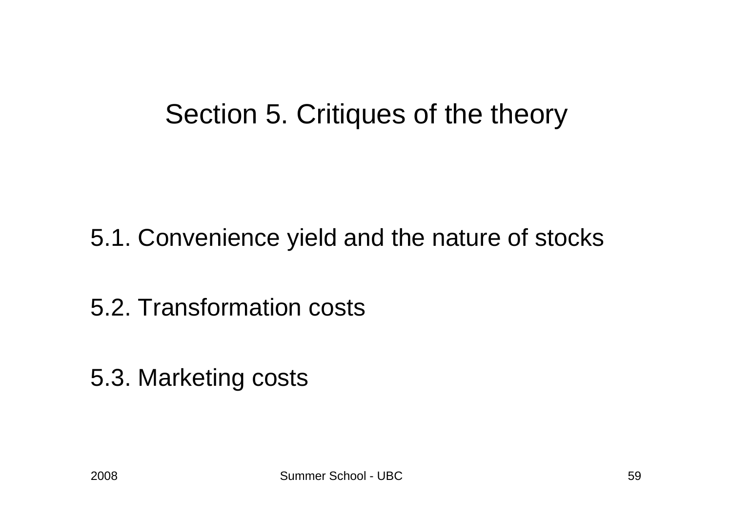# Section 5. Critiques of the theory

5.1. Convenience yield and the nature of stocks

5.2. Transformation costs

5.3. Marketing costs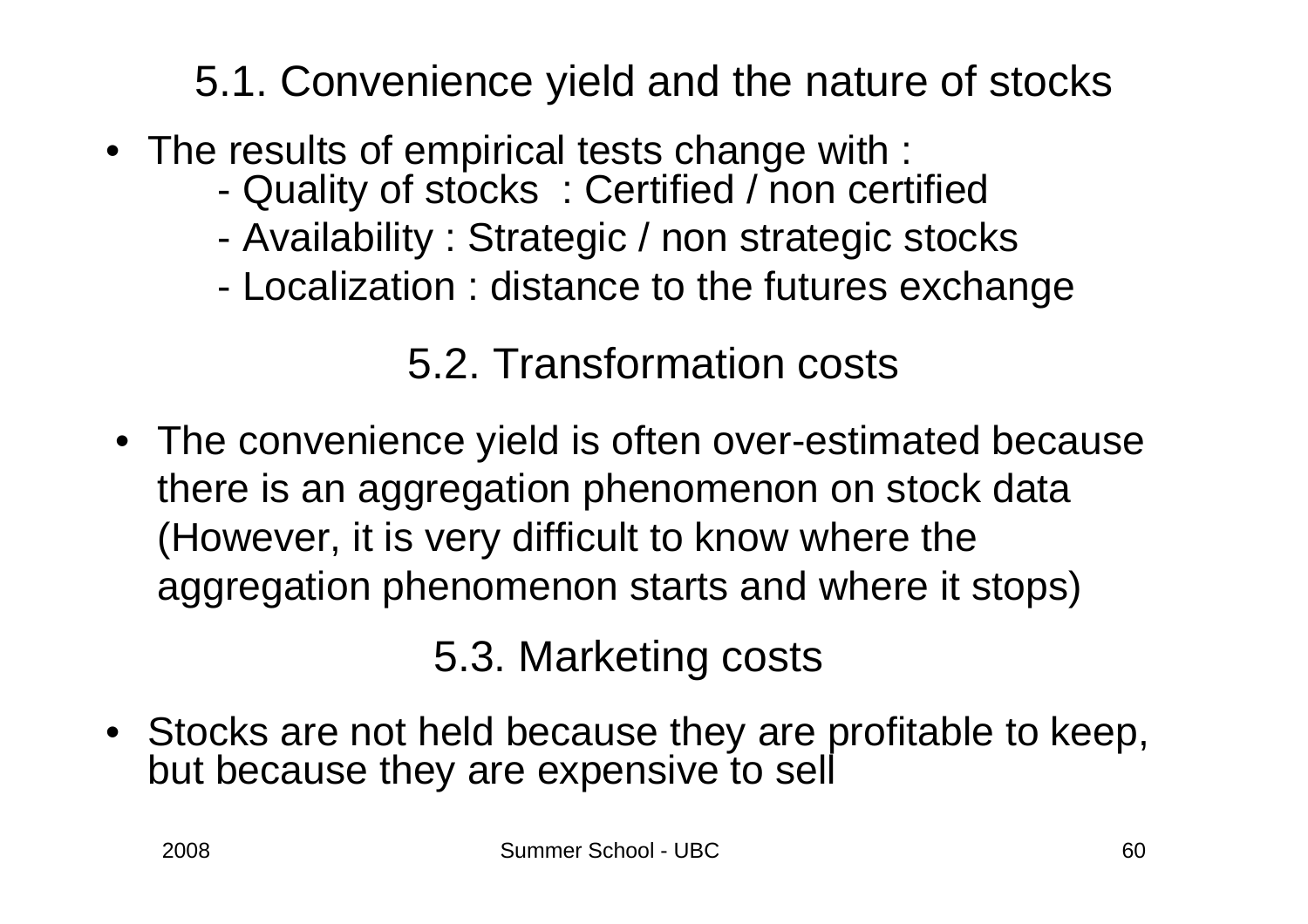## 5.1. Convenience yield and the nature of stocks

- The results of empirical tests change with :
  - Quality of stocks : Certified / non certified
  - Availability : Strategic / non strategic stocks
  - Localization : distance to the futures exchange

## 5.2. Transformation costs

- The convenience yield is often over-estimated because there is an aggregation phenomenon on stock data (However, it is very difficult to know where the aggregation phenomenon starts and where it stops)

## 5.3. Marketing costs

- Stocks are not held because they are profitable to keep, but because they are expensive to sell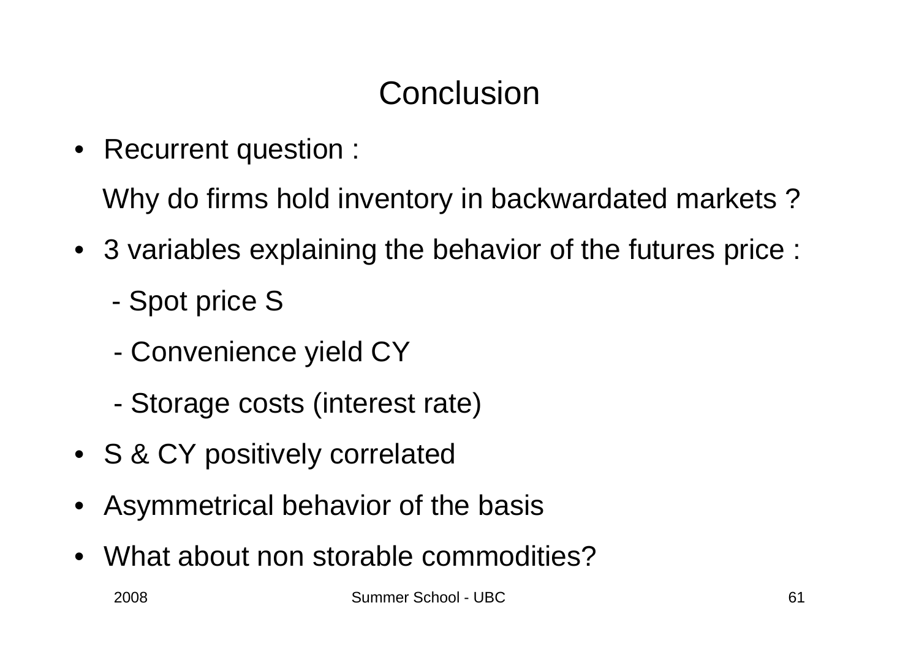# Conclusion

- Recurrent question :

  Why do firms hold inventory in backwardated markets ?

- 3 variables explaining the behavior of the futures price :
  - Spot price S
  - Convenience yield CY
  - Storage costs (interest rate)
- S & CY positively correlated
- Asymmetrical behavior of the basis
- What about non storable commodities?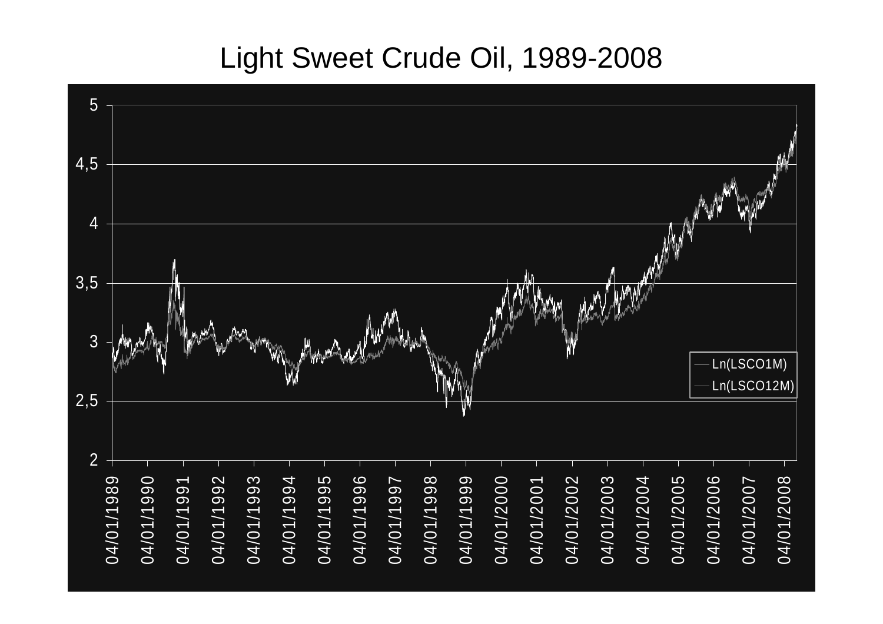# Light Sweet Crude Oil, 1989-2008

5
4,5
4
3,5
3
2,5
2

04/01/1989
04/01/1990
04/01/1991
04/01/1992
04/01/1993
04/01/1994
04/01/1995
04/01/1996
04/01/1997
04/01/1998
04/01/1999
04/01/2000
04/01/2001
04/01/2002
04/01/2003
04/01/2004
04/01/2005
04/01/2006
04/01/2007
04/01/2008

Ln(LSCO1M)
Ln(LSCO12M)